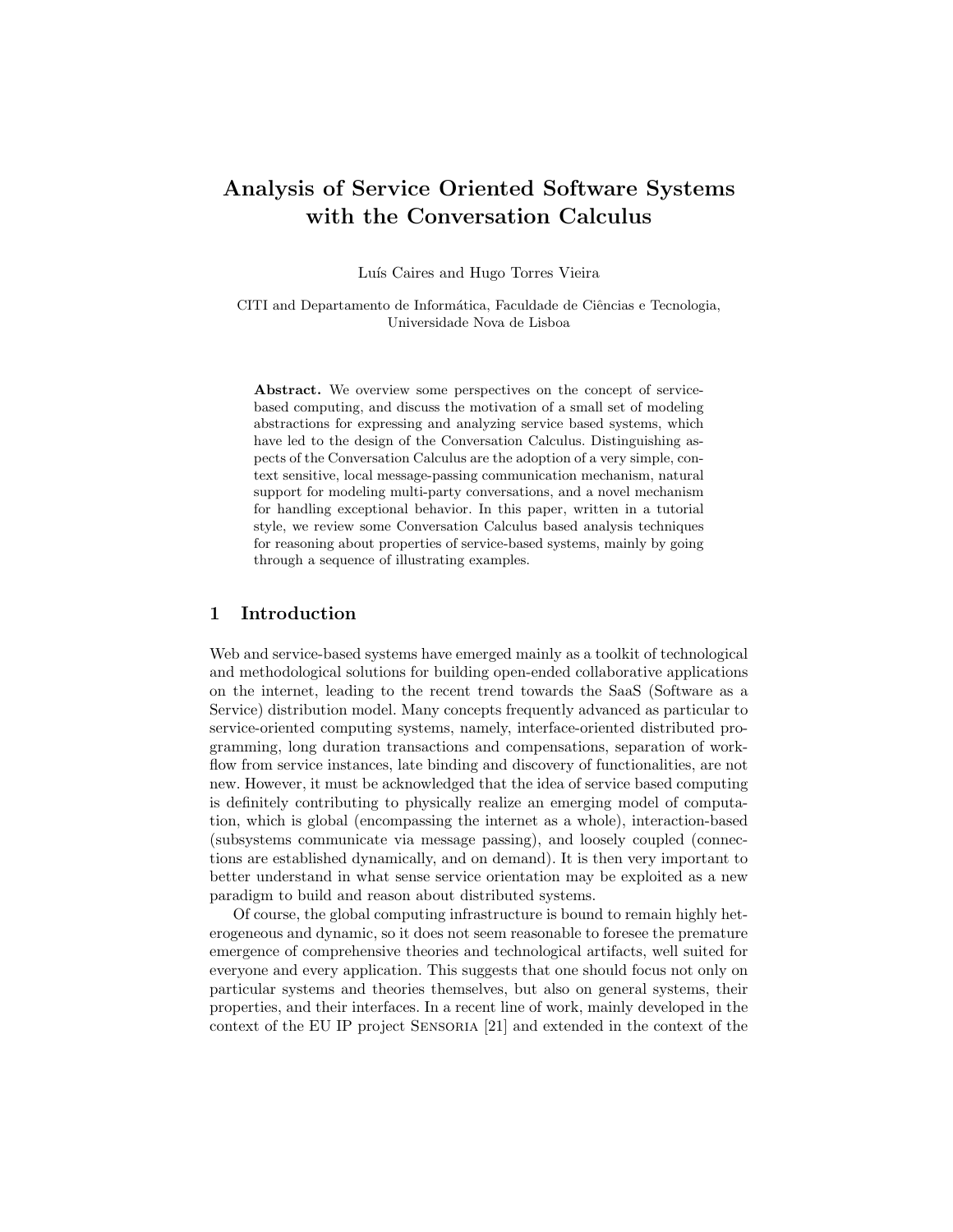# Analysis of Service Oriented Software Systems with the Conversation Calculus

Luís Caires and Hugo Torres Vieira

CITI and Departamento de Informática, Faculdade de Ciências e Tecnologia, Universidade Nova de Lisboa

**Abstract.** We overview some perspectives on the concept of service-based computing, and discuss the motivation of a small set of modeling abstractions for expressing and analyzing service based systems, which have led to the design of the Conversation Calculus. Distinguishing aspects of the Conversation Calculus are the adoption of a very simple, context sensitive, local message-passing communication mechanism, natural support for modeling multi-party conversations, and a novel mechanism for handling exceptional behavior. In this paper, written in a tutorial style, we review some Conversation Calculus based analysis techniques for reasoning about properties of service-based systems, mainly by going through a sequence of illustrating examples.

## 1 Introduction

Web and service-based systems have emerged mainly as a toolkit of technological and methodological solutions for building open-ended collaborative applications on the internet, leading to the recent trend towards the SaaS (Software as a Service) distribution model. Many concepts frequently advanced as particular to service-oriented computing systems, namely, interface-oriented distributed programming, long duration transactions and compensations, separation of workflow from service instances, late binding and discovery of functionalities, are not new. However, it must be acknowledged that the idea of service based computing is definitely contributing to physically realize an emerging model of computation, which is global (encompassing the internet as a whole), interaction-based (subsystems communicate via message passing), and loosely coupled (connections are established dynamically, and on demand). It is then very important to better understand in what sense service orientation may be exploited as a new paradigm to build and reason about distributed systems.

Of course, the global computing infrastructure is bound to remain highly heterogeneous and dynamic, so it does not seem reasonable to foresee the premature emergence of comprehensive theories and technological artifacts, well suited for everyone and every application. This suggests that one should focus not only on particular systems and theories themselves, but also on general systems, their properties, and their interfaces. In a recent line of work, mainly developed in the context of the EU IP project Sensoria [21] and extended in the context of the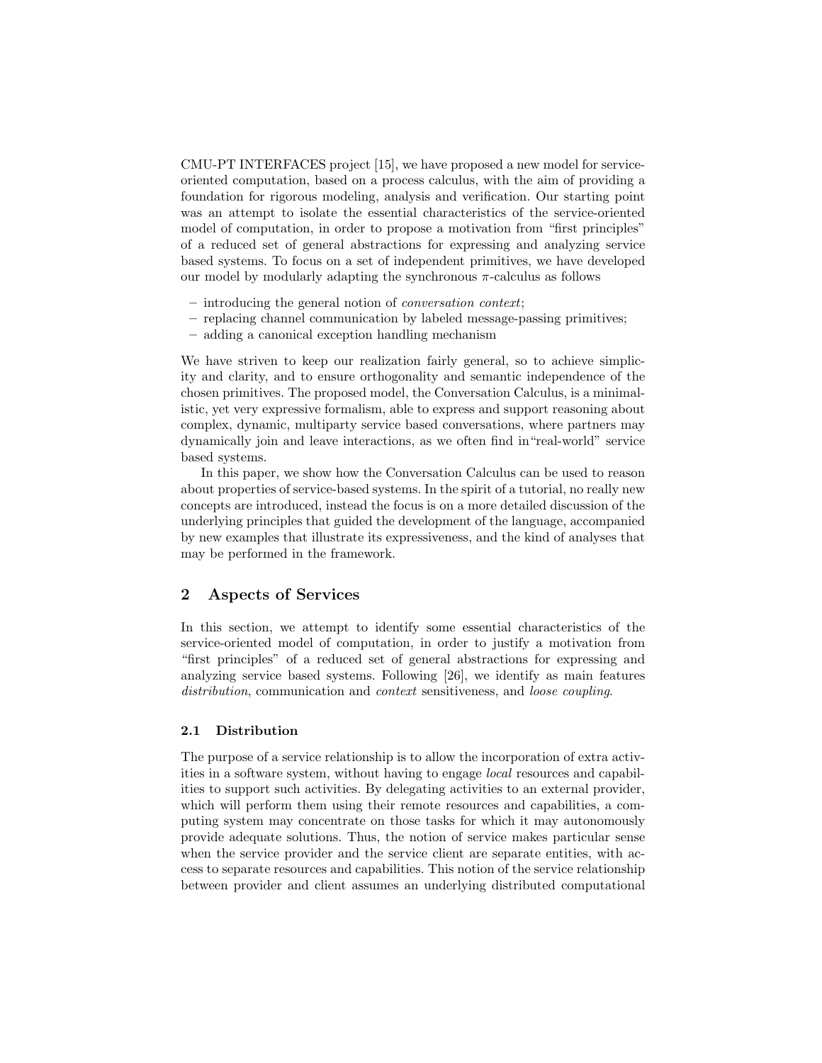CMU-PT INTERFACES project [15], we have proposed a new model for service-oriented computation, based on a process calculus, with the aim of providing a foundation for rigorous modeling, analysis and verification. Our starting point was an attempt to isolate the essential characteristics of the service-oriented model of computation, in order to propose a motivation from "first principles" of a reduced set of general abstractions for expressing and analyzing service based systems. To focus on a set of independent primitives, we have developed our model by modularly adapting the synchronous $\pi$-calculus as follows

- introducing the general notion of *conversation context*;
- replacing channel communication by labeled message-passing primitives;
- adding a canonical exception handling mechanism

We have striven to keep our realization fairly general, so to achieve simplicity and clarity, and to ensure orthogonality and semantic independence of the chosen primitives. The proposed model, the Conversation Calculus, is a minimalistic, yet very expressive formalism, able to express and support reasoning about complex, dynamic, multiparty service based conversations, where partners may dynamically join and leave interactions, as we often find in"real-world" service based systems.

In this paper, we show how the Conversation Calculus can be used to reason about properties of service-based systems. In the spirit of a tutorial, no really new concepts are introduced, instead the focus is on a more detailed discussion of the underlying principles that guided the development of the language, accompanied by new examples that illustrate its expressiveness, and the kind of analyses that may be performed in the framework.

## 2 Aspects of Services

In this section, we attempt to identify some essential characteristics of the service-oriented model of computation, in order to justify a motivation from "first principles" of a reduced set of general abstractions for expressing and analyzing service based systems. Following [26], we identify as main features *distribution*, communication and *context* sensitiveness, and *loose coupling*.

### 2.1 Distribution

The purpose of a service relationship is to allow the incorporation of extra activities in a software system, without having to engage *local* resources and capabilities to support such activities. By delegating activities to an external provider, which will perform them using their remote resources and capabilities, a computing system may concentrate on those tasks for which it may autonomously provide adequate solutions. Thus, the notion of service makes particular sense when the service provider and the service client are separate entities, with access to separate resources and capabilities. This notion of the service relationship between provider and client assumes an underlying distributed computational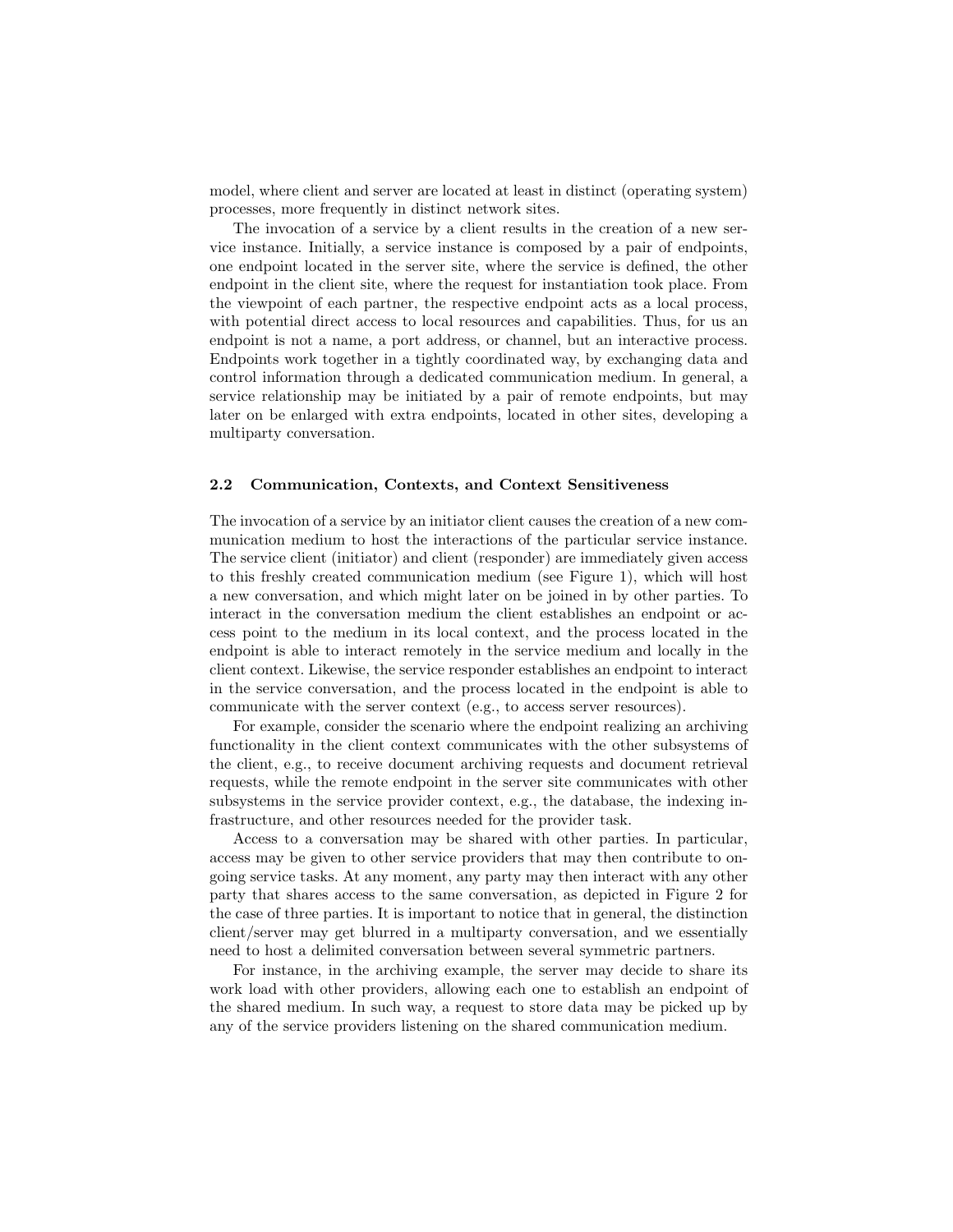model, where client and server are located at least in distinct (operating system) processes, more frequently in distinct network sites.

The invocation of a service by a client results in the creation of a new service instance. Initially, a service instance is composed by a pair of endpoints, one endpoint located in the server site, where the service is defined, the other endpoint in the client site, where the request for instantiation took place. From the viewpoint of each partner, the respective endpoint acts as a local process, with potential direct access to local resources and capabilities. Thus, for us an endpoint is not a name, a port address, or channel, but an interactive process. Endpoints work together in a tightly coordinated way, by exchanging data and control information through a dedicated communication medium. In general, a service relationship may be initiated by a pair of remote endpoints, but may later on be enlarged with extra endpoints, located in other sites, developing a multiparty conversation.

### 2.2 Communication, Contexts, and Context Sensitiveness

The invocation of a service by an initiator client causes the creation of a new communication medium to host the interactions of the particular service instance. The service client (initiator) and client (responder) are immediately given access to this freshly created communication medium (see Figure 1), which will host a new conversation, and which might later on be joined in by other parties. To interact in the conversation medium the client establishes an endpoint or access point to the medium in its local context, and the process located in the endpoint is able to interact remotely in the service medium and locally in the client context. Likewise, the service responder establishes an endpoint to interact in the service conversation, and the process located in the endpoint is able to communicate with the server context (e.g., to access server resources).

For example, consider the scenario where the endpoint realizing an archiving functionality in the client context communicates with the other subsystems of the client, e.g., to receive document archiving requests and document retrieval requests, while the remote endpoint in the server site communicates with other subsystems in the service provider context, e.g., the database, the indexing infrastructure, and other resources needed for the provider task.

Access to a conversation may be shared with other parties. In particular, access may be given to other service providers that may then contribute to ongoing service tasks. At any moment, any party may then interact with any other party that shares access to the same conversation, as depicted in Figure 2 for the case of three parties. It is important to notice that in general, the distinction client/server may get blurred in a multiparty conversation, and we essentially need to host a delimited conversation between several symmetric partners.

For instance, in the archiving example, the server may decide to share its work load with other providers, allowing each one to establish an endpoint of the shared medium. In such way, a request to store data may be picked up by any of the service providers listening on the shared communication medium.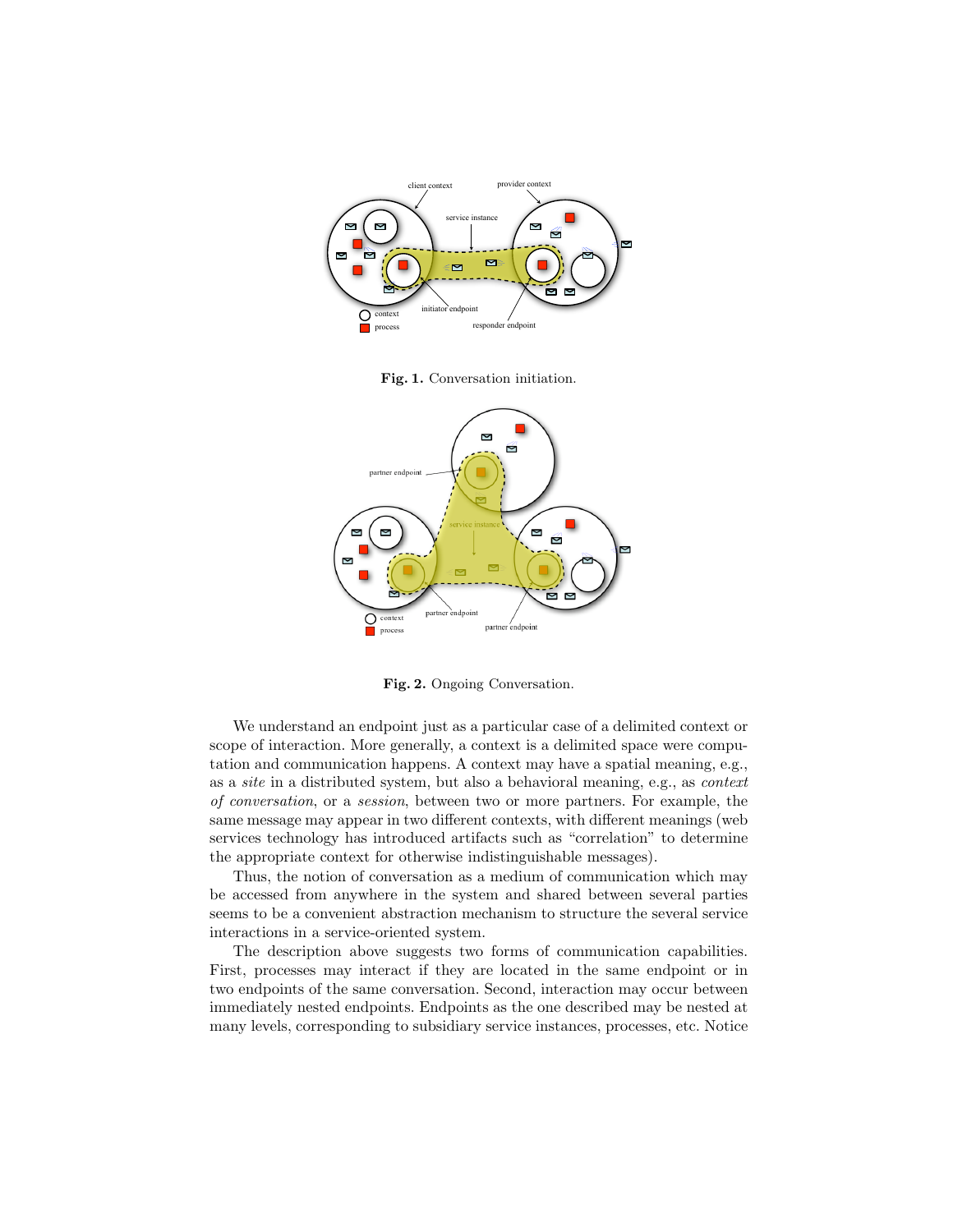**Fig. 1.** Conversation initiation.

**Fig. 2.** Ongoing Conversation.

We understand an endpoint just as a particular case of a delimited context or scope of interaction. More generally, a context is a delimited space were computation and communication happens. A context may have a spatial meaning, e.g., as a *site* in a distributed system, but also a behavioral meaning, e.g., as *context of conversation*, or a *session*, between two or more partners. For example, the same message may appear in two different contexts, with different meanings (web services technology has introduced artifacts such as "correlation" to determine the appropriate context for otherwise indistinguishable messages).

Thus, the notion of conversation as a medium of communication which may be accessed from anywhere in the system and shared between several parties seems to be a convenient abstraction mechanism to structure the several service interactions in a service-oriented system.

The description above suggests two forms of communication capabilities. First, processes may interact if they are located in the same endpoint or in two endpoints of the same conversation. Second, interaction may occur between immediately nested endpoints. Endpoints as the one described may be nested at many levels, corresponding to subsidiary service instances, processes, etc. Notice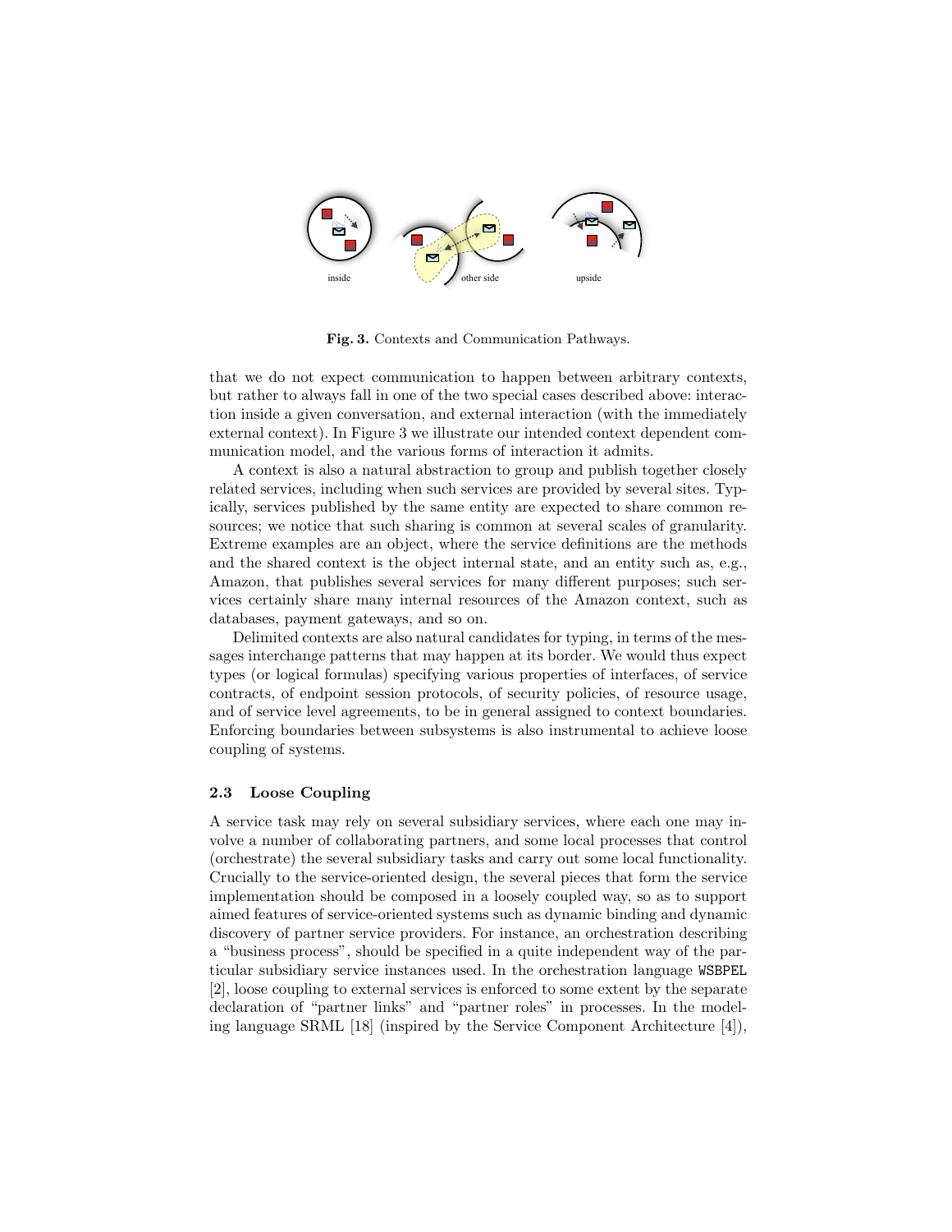inside

other side

upside

**Fig. 3.** Contexts and Communication Pathways.

that we do not expect communication to happen between arbitrary contexts, but rather to always fall in one of the two special cases described above: interaction inside a given conversation, and external interaction (with the immediately external context). In Figure 3 we illustrate our intended context dependent communication model, and the various forms of interaction it admits.

A context is also a natural abstraction to group and publish together closely related services, including when such services are provided by several sites. Typically, services published by the same entity are expected to share common resources; we notice that such sharing is common at several scales of granularity. Extreme examples are an object, where the service definitions are the methods and the shared context is the object internal state, and an entity such as, e.g., Amazon, that publishes several services for many different purposes; such services certainly share many internal resources of the Amazon context, such as databases, payment gateways, and so on.

Delimited contexts are also natural candidates for typing, in terms of the messages interchange patterns that may happen at its border. We would thus expect types (or logical formulas) specifying various properties of interfaces, of service contracts, of endpoint session protocols, of security policies, of resource usage, and of service level agreements, to be in general assigned to context boundaries. Enforcing boundaries between subsystems is also instrumental to achieve loose coupling of systems.

### 2.3 Loose Coupling

A service task may rely on several subsidiary services, where each one may involve a number of collaborating partners, and some local processes that control (orchestrate) the several subsidiary tasks and carry out some local functionality. Crucially to the service-oriented design, the several pieces that form the service implementation should be composed in a loosely coupled way, so as to support aimed features of service-oriented systems such as dynamic binding and dynamic discovery of partner service providers. For instance, an orchestration describing a "business process", should be specified in a quite independent way of the particular subsidiary service instances used. In the orchestration language `WSBPEL` [2], loose coupling to external services is enforced to some extent by the separate declaration of "partner links" and "partner roles" in processes. In the modeling language SRML [18] (inspired by the Service Component Architecture [4]),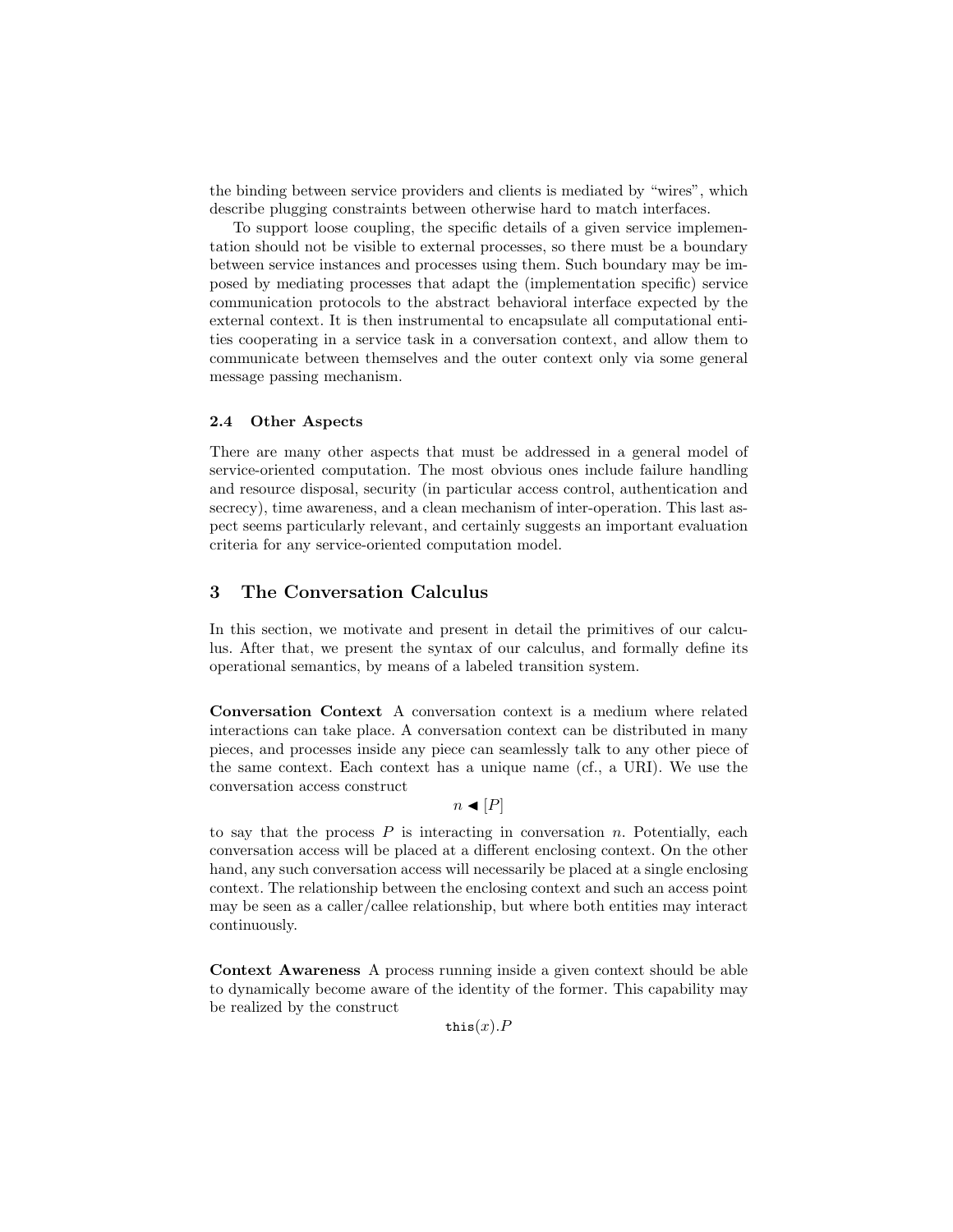the binding between service providers and clients is mediated by "wires", which describe plugging constraints between otherwise hard to match interfaces.

To support loose coupling, the specific details of a given service implementation should not be visible to external processes, so there must be a boundary between service instances and processes using them. Such boundary may be imposed by mediating processes that adapt the (implementation specific) service communication protocols to the abstract behavioral interface expected by the external context. It is then instrumental to encapsulate all computational entities cooperating in a service task in a conversation context, and allow them to communicate between themselves and the outer context only via some general message passing mechanism.

### 2.4 Other Aspects

There are many other aspects that must be addressed in a general model of service-oriented computation. The most obvious ones include failure handling and resource disposal, security (in particular access control, authentication and secrecy), time awareness, and a clean mechanism of inter-operation. This last aspect seems particularly relevant, and certainly suggests an important evaluation criteria for any service-oriented computation model.

## 3 The Conversation Calculus

In this section, we motivate and present in detail the primitives of our calculus. After that, we present the syntax of our calculus, and formally define its operational semantics, by means of a labeled transition system.

**Conversation Context** A conversation context is a medium where related interactions can take place. A conversation context can be distributed in many pieces, and processes inside any piece can seamlessly talk to any other piece of the same context. Each context has a unique name (cf., a URI). We use the conversation access construct

$$n \blacktriangleleft [P]$$

to say that the process $P$ is interacting in conversation $n$. Potentially, each conversation access will be placed at a different enclosing context. On the other hand, any such conversation access will necessarily be placed at a single enclosing context. The relationship between the enclosing context and such an access point may be seen as a caller/callee relationship, but where both entities may interact continuously.

**Context Awareness** A process running inside a given context should be able to dynamically become aware of the identity of the former. This capability may be realized by the construct

$$\mathtt{this}(x).P$$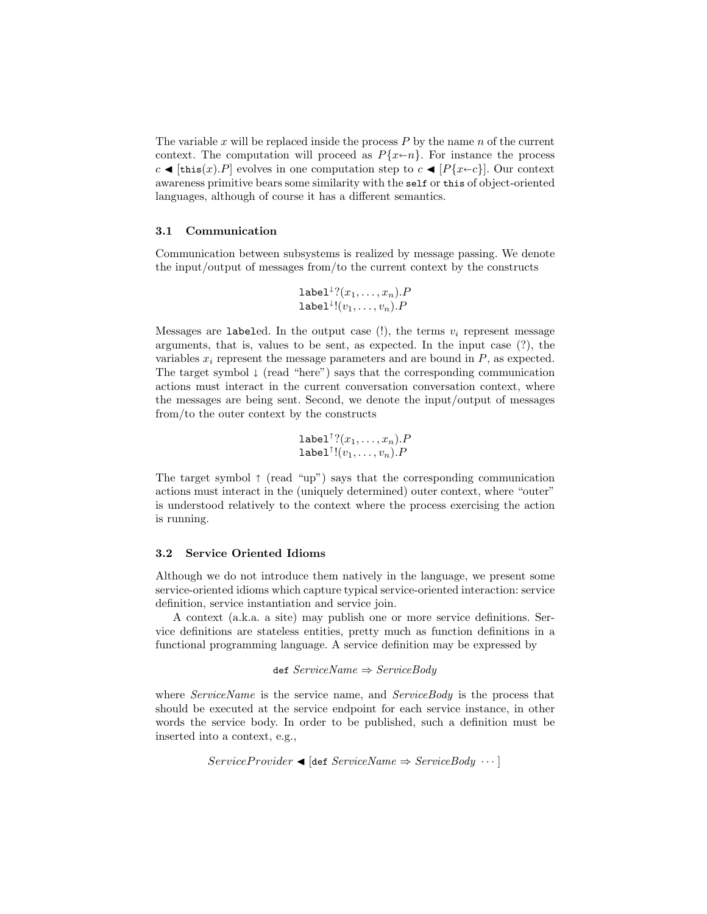The variable $x$ will be replaced inside the process $P$ by the name $n$ of the current context. The computation will proceed as $P\{x \leftarrow n\}$. For instance the process $c \blacktriangleleft [\mathtt{this}(x).P]$ evolves in one computation step to $c \blacktriangleleft [P\{x \leftarrow c\}]$. Our context awareness primitive bears some similarity with the `self` or `this` of object-oriented languages, although of course it has a different semantics.

### 3.1 Communication

Communication between subsystems is realized by message passing. We denote the input/output of messages from/to the current context by the constructs

$$\mathtt{label}^{\downarrow}?(x_1, \ldots, x_n).P$$
$$\mathtt{label}^{\downarrow}!(v_1, \ldots, v_n).P$$

Messages are `label`ed. In the output case (!), the terms $v_i$ represent message arguments, that is, values to be sent, as expected. In the input case (?), the variables $x_i$ represent the message parameters and are bound in $P$, as expected. The target symbol $\downarrow$ (read "here") says that the corresponding communication actions must interact in the current conversation conversation context, where the messages are being sent. Second, we denote the input/output of messages from/to the outer context by the constructs

$$\mathtt{label}^{\uparrow}?(x_1, \ldots, x_n).P$$
$$\mathtt{label}^{\uparrow}!(v_1, \ldots, v_n).P$$

The target symbol $\uparrow$ (read "up") says that the corresponding communication actions must interact in the (uniquely determined) outer context, where "outer" is understood relatively to the context where the process exercising the action is running.

### 3.2 Service Oriented Idioms

Although we do not introduce them natively in the language, we present some service-oriented idioms which capture typical service-oriented interaction: service definition, service instantiation and service join.

A context (a.k.a. a site) may publish one or more service definitions. Service definitions are stateless entities, pretty much as function definitions in a functional programming language. A service definition may be expressed by

$$\mathtt{def}\ \mathit{ServiceName} \Rightarrow \mathit{ServiceBody}$$

where *ServiceName* is the service name, and *ServiceBody* is the process that should be executed at the service endpoint for each service instance, in other words the service body. In order to be published, such a definition must be inserted into a context, e.g.,

$$\mathit{ServiceProvider} \blacktriangleleft [\mathtt{def}\ \mathit{ServiceName} \Rightarrow \mathit{ServiceBody}\ \cdots]$$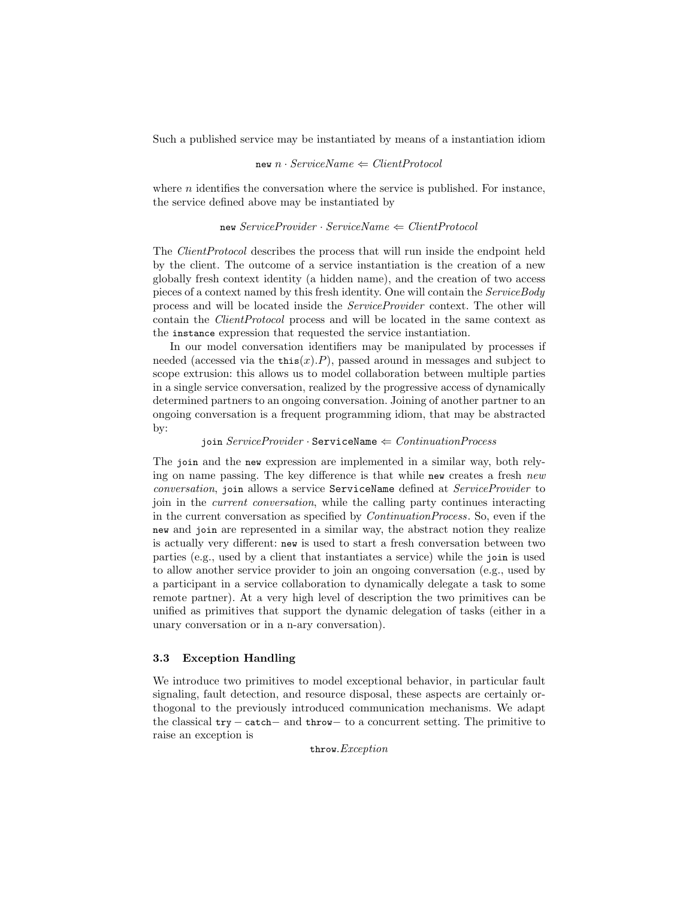Such a published service may be instantiated by means of a instantiation idiom

$$\texttt{new}\ n \cdot \mathit{ServiceName} \Leftarrow \mathit{ClientProtocol}$$

where $n$ identifies the conversation where the service is published. For instance, the service defined above may be instantiated by

$$\texttt{new}\ \mathit{ServiceProvider} \cdot \mathit{ServiceName} \Leftarrow \mathit{ClientProtocol}$$

The *ClientProtocol* describes the process that will run inside the endpoint held by the client. The outcome of a service instantiation is the creation of a new globally fresh context identity (a hidden name), and the creation of two access pieces of a context named by this fresh identity. One will contain the *ServiceBody* process and will be located inside the *ServiceProvider* context. The other will contain the *ClientProtocol* process and will be located in the same context as the `instance` expression that requested the service instantiation.

In our model conversation identifiers may be manipulated by processes if needed (accessed via the $\texttt{this}(x).P$), passed around in messages and subject to scope extrusion: this allows us to model collaboration between multiple parties in a single service conversation, realized by the progressive access of dynamically determined partners to an ongoing conversation. Joining of another partner to an ongoing conversation is a frequent programming idiom, that may be abstracted by:

$$\texttt{join}\ \mathit{ServiceProvider} \cdot \texttt{ServiceName} \Leftarrow \mathit{ContinuationProcess}$$

The `join` and the `new` expression are implemented in a similar way, both relying on name passing. The key difference is that while `new` creates a fresh *new conversation*, `join` allows a service `ServiceName` defined at *ServiceProvider* to join in the *current conversation*, while the calling party continues interacting in the current conversation as specified by *ContinuationProcess*. So, even if the `new` and `join` are represented in a similar way, the abstract notion they realize is actually very different: `new` is used to start a fresh conversation between two parties (e.g., used by a client that instantiates a service) while the `join` is used to allow another service provider to join an ongoing conversation (e.g., used by a participant in a service collaboration to dynamically delegate a task to some remote partner). At a very high level of description the two primitives can be unified as primitives that support the dynamic delegation of tasks (either in a unary conversation or in a n-ary conversation).

### 3.3 Exception Handling

We introduce two primitives to model exceptional behavior, in particular fault signaling, fault detection, and resource disposal, these aspects are certainly orthogonal to the previously introduced communication mechanisms. We adapt the classical $\texttt{try} - \texttt{catch} -$ and $\texttt{throw} -$ to a concurrent setting. The primitive to raise an exception is

$$\texttt{throw}.\mathit{Exception}$$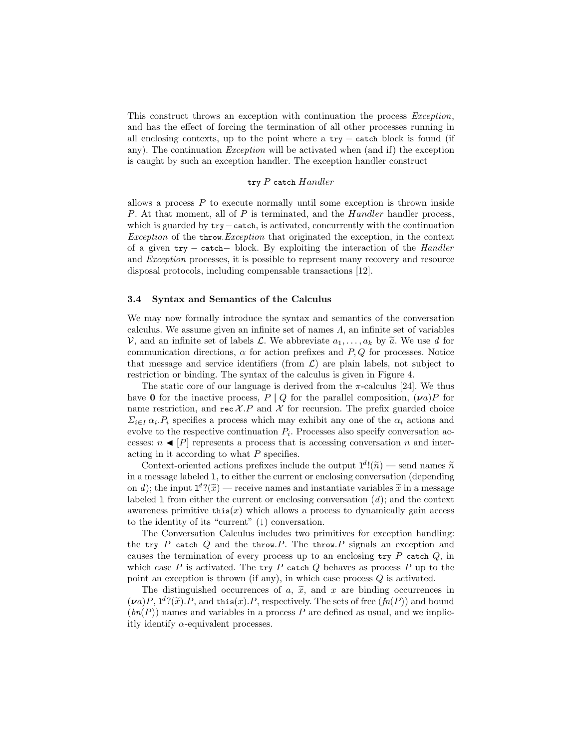This construct throws an exception with continuation the process *Exception*, and has the effect of forcing the termination of all other processes running in all enclosing contexts, up to the point where a `try − catch` block is found (if any). The continuation *Exception* will be activated when (and if) the exception is caught by such an exception handler. The exception handler construct

$$\texttt{try}\ P\ \texttt{catch}\ Handler$$

allows a process $P$ to execute normally until some exception is thrown inside $P$. At that moment, all of $P$ is terminated, and the *Handler* handler process, which is guarded by `try−catch`, is activated, concurrently with the continuation *Exception* of the `throw`.*Exception* that originated the exception, in the context of a given `try − catch−` block. By exploiting the interaction of the *Handler* and *Exception* processes, it is possible to represent many recovery and resource disposal protocols, including compensable transactions [12].

### 3.4 Syntax and Semantics of the Calculus

We may now formally introduce the syntax and semantics of the conversation calculus. We assume given an infinite set of names $\Lambda$, an infinite set of variables $\mathcal{V}$, and an infinite set of labels $\mathcal{L}$. We abbreviate $a_1, \ldots, a_k$ by $\widetilde{a}$. We use $d$ for communication directions, $\alpha$ for action prefixes and $P, Q$ for processes. Notice that message and service identifiers (from $\mathcal{L}$) are plain labels, not subject to restriction or binding. The syntax of the calculus is given in Figure 4.

The static core of our language is derived from the $\pi$-calculus [24]. We thus have $\mathbf{0}$ for the inactive process, $P \mid Q$ for the parallel composition, $(\boldsymbol{\nu} a)P$ for name restriction, and $\texttt{rec}\,\mathcal{X}.P$ and $\mathcal{X}$ for recursion. The prefix guarded choice $\Sigma_{i \in I}\, \alpha_i.P_i$ specifies a process which may exhibit any one of the $\alpha_i$ actions and evolve to the respective continuation $P_i$. Processes also specify conversation accesses: $n \blacktriangleleft [P]$ represents a process that is accessing conversation $n$ and interacting in it according to what $P$ specifies.

Context-oriented actions prefixes include the output $\texttt{l}^d!(\widetilde{n})$ — send names $\widetilde{n}$ in a message labeled `l`, to either the current or enclosing conversation (depending on $d$); the input $\texttt{l}^d?(\widetilde{x})$ — receive names and instantiate variables $\widetilde{x}$ in a message labeled `l` from either the current or enclosing conversation ($d$); and the context awareness primitive $\texttt{this}(x)$ which allows a process to dynamically gain access to the identity of its "current" ($\downarrow$) conversation.

The Conversation Calculus includes two primitives for exception handling: the `try` $P$ `catch` $Q$ and the `throw`.$P$. The `throw`.$P$ signals an exception and causes the termination of every process up to an enclosing `try` $P$ `catch` $Q$, in which case $P$ is activated. The `try` $P$ `catch` $Q$ behaves as process $P$ up to the point an exception is thrown (if any), in which case process $Q$ is activated.

The distinguished occurrences of $a$, $\widetilde{x}$, and $x$ are binding occurrences in $(\boldsymbol{\nu} a)P$, $\texttt{l}^d?(\widetilde{x}).P$, and $\texttt{this}(x).P$, respectively. The sets of free ($fn(P)$) and bound ($bn(P)$) names and variables in a process $P$ are defined as usual, and we implicitly identify $\alpha$-equivalent processes.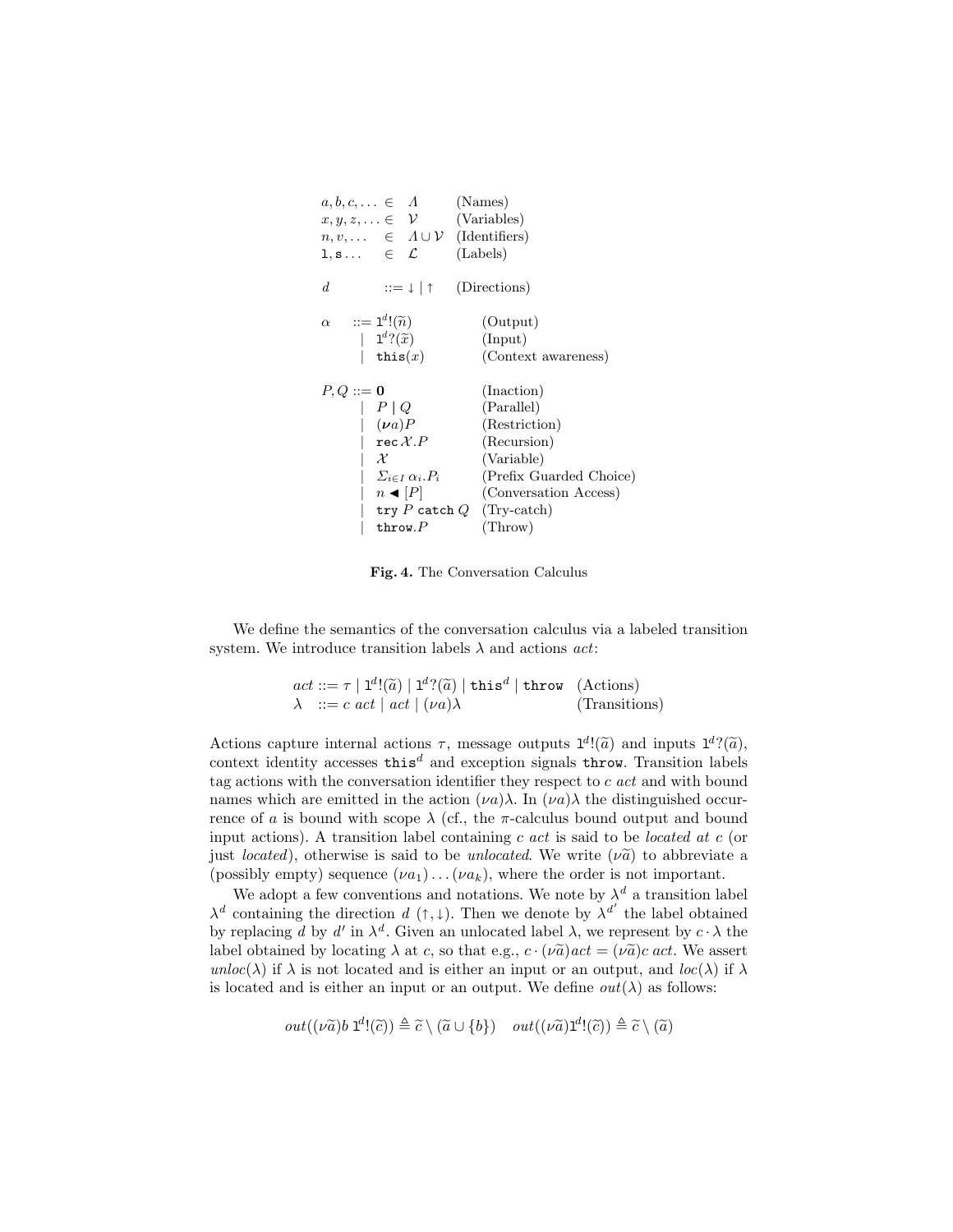$$
\begin{array}{llll}
a, b, c, \ldots & \in & \Lambda & \text{(Names)} \\
x, y, z, \ldots & \in & \mathcal{V} & \text{(Variables)} \\
n, v, \ldots & \in & \Lambda \cup \mathcal{V} & \text{(Identifiers)} \\
\mathtt{l}, \mathtt{s} \ldots & \in & \mathcal{L} & \text{(Labels)} \\
\\
d & ::= & \downarrow \mid \uparrow & \text{(Directions)}
\end{array}
$$

$$
\begin{array}{lll}
\alpha & ::= \mathtt{l}^d!(\widetilde{n}) & \text{(Output)} \\
& \mid \; \mathtt{l}^d?(\widetilde{x}) & \text{(Input)} \\
& \mid \; \mathtt{this}(x) & \text{(Context awareness)}
\end{array}
$$

$$
\begin{array}{lll}
P, Q & ::= \mathbf{0} & \text{(Inaction)} \\
& \mid \; P \mid Q & \text{(Parallel)} \\
& \mid \; (\boldsymbol{\nu} a)P & \text{(Restriction)} \\
& \mid \; \mathtt{rec}\, \mathcal{X}.P & \text{(Recursion)} \\
& \mid \; \mathcal{X} & \text{(Variable)} \\
& \mid \; \Sigma_{i \in I}\, \alpha_i.P_i & \text{(Prefix Guarded Choice)} \\
& \mid \; n \blacktriangleleft [P] & \text{(Conversation Access)} \\
& \mid \; \mathtt{try}\ P\ \mathtt{catch}\ Q & \text{(Try-catch)} \\
& \mid \; \mathtt{throw}.P & \text{(Throw)}
\end{array}
$$

**Fig. 4.** The Conversation Calculus

We define the semantics of the conversation calculus via a labeled transition system. We introduce transition labels $\lambda$ and actions $act$:

$$
\begin{array}{lll}
act & ::= \tau \mid \mathtt{l}^d!(\widetilde{a}) \mid \mathtt{l}^d?(\widetilde{a}) \mid \mathtt{this}^d \mid \mathtt{throw} & \text{(Actions)} \\
\lambda & ::= c\ act \mid act \mid (\nu a)\lambda & \text{(Transitions)}
\end{array}
$$

Actions capture internal actions $\tau$, message outputs $\mathtt{l}^d!(\widetilde{a})$ and inputs $\mathtt{l}^d?(\widetilde{a})$, context identity accesses $\mathtt{this}^d$ and exception signals $\mathtt{throw}$. Transition labels tag actions with the conversation identifier they respect to $c\ act$ and with bound names which are emitted in the action $(\nu a)\lambda$. In $(\nu a)\lambda$ the distinguished occurrence of $a$ is bound with scope $\lambda$ (cf., the $\pi$-calculus bound output and bound input actions). A transition label containing $c\ act$ is said to be *located at* $c$ (or just *located*), otherwise is said to be *unlocated*. We write $(\nu\widetilde{a})$ to abbreviate a (possibly empty) sequence $(\nu a_1)\ldots(\nu a_k)$, where the order is not important.

We adopt a few conventions and notations. We note by $\lambda^d$ a transition label $\lambda^d$ containing the direction $d$ ($\uparrow, \downarrow$). Then we denote by $\lambda^{d'}$ the label obtained by replacing $d$ by $d'$ in $\lambda^d$. Given an unlocated label $\lambda$, we represent by $c \cdot \lambda$ the label obtained by locating $\lambda$ at $c$, so that e.g., $c \cdot (\nu\widetilde{a})act = (\nu\widetilde{a})c\ act$. We assert $unloc(\lambda)$ if $\lambda$ is not located and is either an input or an output, and $loc(\lambda)$ if $\lambda$ is located and is either an input or an output. We define $out(\lambda)$ as follows:

$$
out((\nu\widetilde{a})b\ \mathtt{l}^d!(\widetilde{c})) \triangleq \widetilde{c} \setminus (\widetilde{a} \cup \{b\}) \quad out((\nu\widetilde{a})\mathtt{l}^d!(\widetilde{c})) \triangleq \widetilde{c} \setminus (\widetilde{a})
$$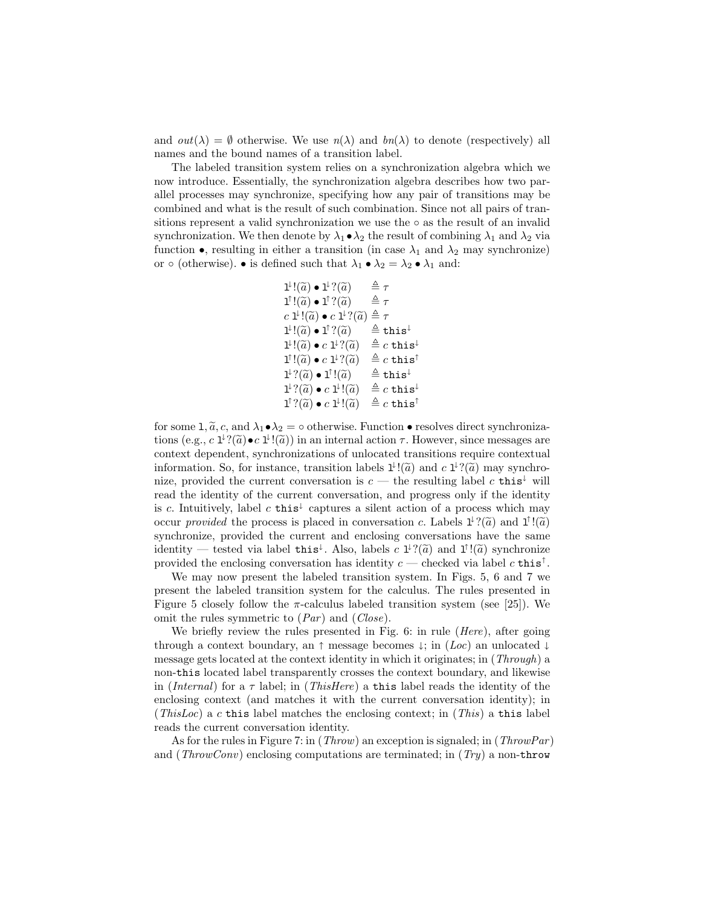and $out(\lambda) = \emptyset$ otherwise. We use $n(\lambda)$ and $bn(\lambda)$ to denote (respectively) all names and the bound names of a transition label.

The labeled transition system relies on a synchronization algebra which we now introduce. Essentially, the synchronization algebra describes how two parallel processes may synchronize, specifying how any pair of transitions may be combined and what is the result of such combination. Since not all pairs of transitions represent a valid synchronization we use the $\circ$ as the result of an invalid synchronization. We then denote by $\lambda_1 \bullet \lambda_2$ the result of combining $\lambda_1$ and $\lambda_2$ via function $\bullet$, resulting in either a transition (in case $\lambda_1$ and $\lambda_2$ may synchronize) or $\circ$ (otherwise). $\bullet$ is defined such that $\lambda_1 \bullet \lambda_2 = \lambda_2 \bullet \lambda_1$ and:

$$
\begin{array}{ll}
\mathtt{l}^{\downarrow}!(\widetilde{a}) \bullet \mathtt{l}^{\downarrow}?(\widetilde{a}) & \triangleq \tau \\
\mathtt{l}^{\uparrow}!(\widetilde{a}) \bullet \mathtt{l}^{\uparrow}?(\widetilde{a}) & \triangleq \tau \\
c\ \mathtt{l}^{\downarrow}!(\widetilde{a}) \bullet c\ \mathtt{l}^{\downarrow}?(\widetilde{a}) & \triangleq \tau \\
\mathtt{l}^{\downarrow}!(\widetilde{a}) \bullet \mathtt{l}^{\uparrow}?(\widetilde{a}) & \triangleq \mathtt{this}^{\downarrow} \\
\mathtt{l}^{\downarrow}!(\widetilde{a}) \bullet c\ \mathtt{l}^{\downarrow}?(\widetilde{a}) & \triangleq c\ \mathtt{this}^{\downarrow} \\
\mathtt{l}^{\uparrow}!(\widetilde{a}) \bullet c\ \mathtt{l}^{\downarrow}?(\widetilde{a}) & \triangleq c\ \mathtt{this}^{\uparrow} \\
\mathtt{l}^{\downarrow}?(\widetilde{a}) \bullet \mathtt{l}^{\uparrow}!(\widetilde{a}) & \triangleq \mathtt{this}^{\downarrow} \\
\mathtt{l}^{\downarrow}?(\widetilde{a}) \bullet c\ \mathtt{l}^{\downarrow}!(\widetilde{a}) & \triangleq c\ \mathtt{this}^{\downarrow} \\
\mathtt{l}^{\uparrow}?(\widetilde{a}) \bullet c\ \mathtt{l}^{\downarrow}!(\widetilde{a}) & \triangleq c\ \mathtt{this}^{\uparrow}
\end{array}
$$

for some $\mathtt{l}, \widetilde{a}, c$, and $\lambda_1 \bullet \lambda_2 = \circ$ otherwise. Function $\bullet$ resolves direct synchronizations (e.g., $c\ \mathtt{l}^{\downarrow}?(\widetilde{a}) \bullet c\ \mathtt{l}^{\downarrow}!(\widetilde{a})$) in an internal action $\tau$. However, since messages are context dependent, synchronizations of unlocated transitions require contextual information. So, for instance, transition labels $\mathtt{l}^{\downarrow}!(\widetilde{a})$ and $c\ \mathtt{l}^{\downarrow}?(\widetilde{a})$ may synchronize, provided the current conversation is $c$ — the resulting label $c\ \mathtt{this}^{\downarrow}$ will read the identity of the current conversation, and progress only if the identity is $c$. Intuitively, label $c\ \mathtt{this}^{\downarrow}$ captures a silent action of a process which may occur *provided* the process is placed in conversation $c$. Labels $\mathtt{l}^{\downarrow}?(\widetilde{a})$ and $\mathtt{l}^{\uparrow}!(\widetilde{a})$ synchronize, provided the current and enclosing conversations have the same identity — tested via label $\mathtt{this}^{\downarrow}$. Also, labels $c\ \mathtt{l}^{\downarrow}?(\widetilde{a})$ and $\mathtt{l}^{\uparrow}!(\widetilde{a})$ synchronize provided the enclosing conversation has identity $c$ — checked via label $c\ \mathtt{this}^{\uparrow}$.

We may now present the labeled transition system. In Figs. 5, 6 and 7 we present the labeled transition system for the calculus. The rules presented in Figure 5 closely follow the $\pi$-calculus labeled transition system (see [25]). We omit the rules symmetric to (*Par*) and (*Close*).

We briefly review the rules presented in Fig. 6: in rule (*Here*), after going through a context boundary, an $\uparrow$ message becomes $\downarrow$; in (*Loc*) an unlocated $\downarrow$ message gets located at the context identity in which it originates; in (*Through*) a non-`this` located label transparently crosses the context boundary, and likewise in (*Internal*) for a $\tau$ label; in (*ThisHere*) a `this` label reads the identity of the enclosing context (and matches it with the current conversation identity); in (*ThisLoc*) a $c$ `this` label matches the enclosing context; in (*This*) a `this` label reads the current conversation identity.

As for the rules in Figure 7: in (*Throw*) an exception is signaled; in (*ThrowPar*) and (*ThrowConv*) enclosing computations are terminated; in (*Try*) a non-`throw`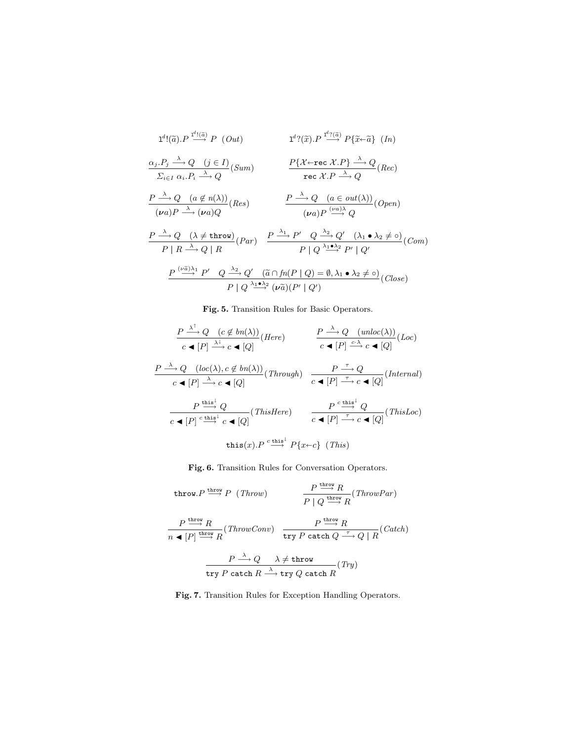$$\mathtt{l}^d!(\tilde{a}).P \xrightarrow{\mathtt{l}^d!(\tilde{a})} P \quad (Out) \qquad\qquad \mathtt{l}^d?(\tilde{x}).P \xrightarrow{\mathtt{l}^d?(\tilde{a})} P\{\tilde{x}\leftarrow\tilde{a}\} \quad (In)$$

$$\frac{\alpha_j.P_j \xrightarrow{\lambda} Q \quad (j \in I)}{\Sigma_{i\in I}\ \alpha_i.P_i \xrightarrow{\lambda} Q}(Sum) \qquad\qquad \frac{P\{\mathcal{X}\leftarrow \mathtt{rec}\ \mathcal{X}.P\} \xrightarrow{\lambda} Q}{\mathtt{rec}\ \mathcal{X}.P \xrightarrow{\lambda} Q}(Rec)$$

$$\frac{P \xrightarrow{\lambda} Q \quad (a \notin n(\lambda))}{(\boldsymbol{\nu} a)P \xrightarrow{\lambda} (\boldsymbol{\nu} a)Q}(Res) \qquad\qquad \frac{P \xrightarrow{\lambda} Q \quad (a \in out(\lambda))}{(\boldsymbol{\nu} a)P \xrightarrow{(\nu a)\lambda} Q}(Open)$$

$$\frac{P \xrightarrow{\lambda} Q \quad (\lambda \neq \mathtt{throw})}{P \mid R \xrightarrow{\lambda} Q \mid R}(Par) \quad \frac{P \xrightarrow{\lambda_1} P' \quad Q \xrightarrow{\lambda_2} Q' \quad (\lambda_1 \bullet \lambda_2 \neq \circ)}{P \mid Q \xrightarrow{\lambda_1\bullet\lambda_2} P' \mid Q'}(Com)$$

$$\frac{P \xrightarrow{(\nu\tilde{a})\lambda_1} P' \quad Q \xrightarrow{\lambda_2} Q' \quad (\tilde{a} \cap fn(P \mid Q) = \emptyset, \lambda_1 \bullet \lambda_2 \neq \circ)}{P \mid Q \xrightarrow{\lambda_1\bullet\lambda_2} (\boldsymbol{\nu}\tilde{a})(P' \mid Q')}(Close)$$

**Fig. 5.** Transition Rules for Basic Operators.

$$\frac{P \xrightarrow{\lambda^{\uparrow}} Q \quad (c \notin bn(\lambda))}{c \blacktriangleleft [P] \xrightarrow{\lambda^{\downarrow}} c \blacktriangleleft [Q]}(Here) \qquad\qquad \frac{P \xrightarrow{\lambda} Q \quad (unloc(\lambda))}{c \blacktriangleleft [P] \xrightarrow{c\cdot\lambda} c \blacktriangleleft [Q]}(Loc)$$

$$\frac{P \xrightarrow{\lambda} Q \quad (loc(\lambda), c \notin bn(\lambda))}{c \blacktriangleleft [P] \xrightarrow{\lambda} c \blacktriangleleft [Q]}(Through) \quad \frac{P \xrightarrow{\tau} Q}{c \blacktriangleleft [P] \xrightarrow{\tau} c \blacktriangleleft [Q]}(Internal)$$

$$\frac{P \xrightarrow{\mathtt{this}^{\downarrow}} Q}{c \blacktriangleleft [P] \xrightarrow{c\ \mathtt{this}^{\downarrow}} c \blacktriangleleft [Q]}(ThisHere) \qquad\qquad \frac{P \xrightarrow{c\ \mathtt{this}^{\downarrow}} Q}{c \blacktriangleleft [P] \xrightarrow{\tau} c \blacktriangleleft [Q]}(ThisLoc)$$

$$\mathtt{this}(x).P \xrightarrow{c\ \mathtt{this}^{\downarrow}} P\{x\leftarrow c\} \quad (This)$$

**Fig. 6.** Transition Rules for Conversation Operators.

$$\mathtt{throw}.P \xrightarrow{\mathtt{throw}} P \quad (Throw) \qquad\qquad \frac{P \xrightarrow{\mathtt{throw}} R}{P \mid Q \xrightarrow{\mathtt{throw}} R}(ThrowPar)$$

$$\frac{P \xrightarrow{\mathtt{throw}} R}{n \blacktriangleleft [P] \xrightarrow{\mathtt{throw}} R}(ThrowConv) \quad \frac{P \xrightarrow{\mathtt{throw}} R}{\mathtt{try}\ P\ \mathtt{catch}\ Q \xrightarrow{\tau} Q \mid R}(Catch)$$

$$\frac{P \xrightarrow{\lambda} Q \qquad \lambda \neq \mathtt{throw}}{\mathtt{try}\ P\ \mathtt{catch}\ R \xrightarrow{\lambda} \mathtt{try}\ Q\ \mathtt{catch}\ R}(Try)$$

**Fig. 7.** Transition Rules for Exception Handling Operators.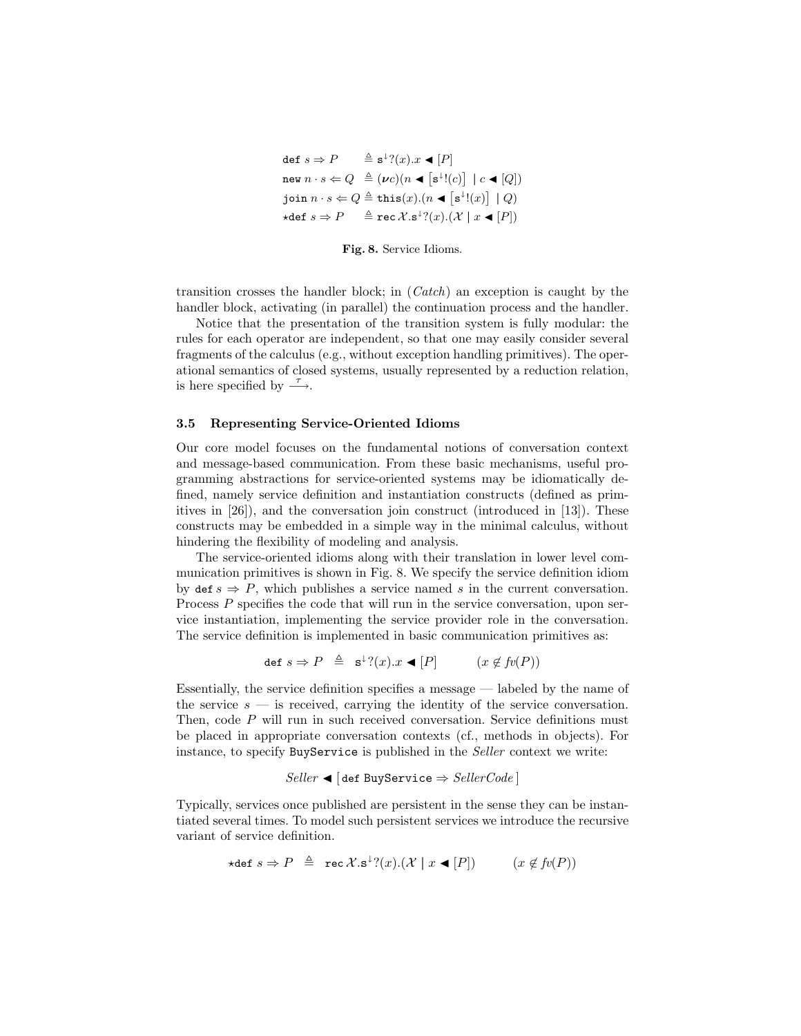$$
\begin{aligned}
\texttt{def}\ s \Rightarrow P \quad &\triangleq \texttt{s}^{\downarrow}?(x).x \blacktriangleleft [P] \\
\texttt{new}\ n \cdot s \Leftarrow Q \ &\triangleq (\boldsymbol{\nu} c)(n \blacktriangleleft \left[\texttt{s}^{\downarrow}!(c)\right] \mid c \blacktriangleleft [Q]) \\
\texttt{join}\ n \cdot s \Leftarrow Q \ &\triangleq \texttt{this}(x).(n \blacktriangleleft \left[\texttt{s}^{\downarrow}!(x)\right] \mid Q) \\
\star\texttt{def}\ s \Rightarrow P \quad &\triangleq \texttt{rec}\, \mathcal{X}.\texttt{s}^{\downarrow}?(x).(\mathcal{X} \mid x \blacktriangleleft [P])
\end{aligned}
$$

**Fig. 8.** Service Idioms.

transition crosses the handler block; in (*Catch*) an exception is caught by the handler block, activating (in parallel) the continuation process and the handler.

Notice that the presentation of the transition system is fully modular: the rules for each operator are independent, so that one may easily consider several fragments of the calculus (e.g., without exception handling primitives). The operational semantics of closed systems, usually represented by a reduction relation, is here specified by $\xrightarrow{\tau}$.

### 3.5 Representing Service-Oriented Idioms

Our core model focuses on the fundamental notions of conversation context and message-based communication. From these basic mechanisms, useful programming abstractions for service-oriented systems may be idiomatically defined, namely service definition and instantiation constructs (defined as primitives in [26]), and the conversation join construct (introduced in [13]). These constructs may be embedded in a simple way in the minimal calculus, without hindering the flexibility of modeling and analysis.

The service-oriented idioms along with their translation in lower level communication primitives is shown in Fig. 8. We specify the service definition idiom by $\texttt{def}\ s \Rightarrow P$, which publishes a service named $s$ in the current conversation. Process $P$ specifies the code that will run in the service conversation, upon service instantiation, implementing the service provider role in the conversation. The service definition is implemented in basic communication primitives as:

$$\texttt{def}\ s \Rightarrow P \ \triangleq\ \texttt{s}^{\downarrow}?(x).x \blacktriangleleft [P] \qquad (x \notin fv(P))$$

Essentially, the service definition specifies a message — labeled by the name of the service $s$ — is received, carrying the identity of the service conversation. Then, code $P$ will run in such received conversation. Service definitions must be placed in appropriate conversation contexts (cf., methods in objects). For instance, to specify `BuyService` is published in the *Seller* context we write:

$$\mathit{Seller} \blacktriangleleft [\,\texttt{def BuyService} \Rightarrow \mathit{SellerCode}\,]$$

Typically, services once published are persistent in the sense they can be instantiated several times. To model such persistent services we introduce the recursive variant of service definition.

$$\star\texttt{def}\ s \Rightarrow P \ \triangleq\ \texttt{rec}\, \mathcal{X}.\texttt{s}^{\downarrow}?(x).(\mathcal{X} \mid x \blacktriangleleft [P]) \qquad (x \notin fv(P))$$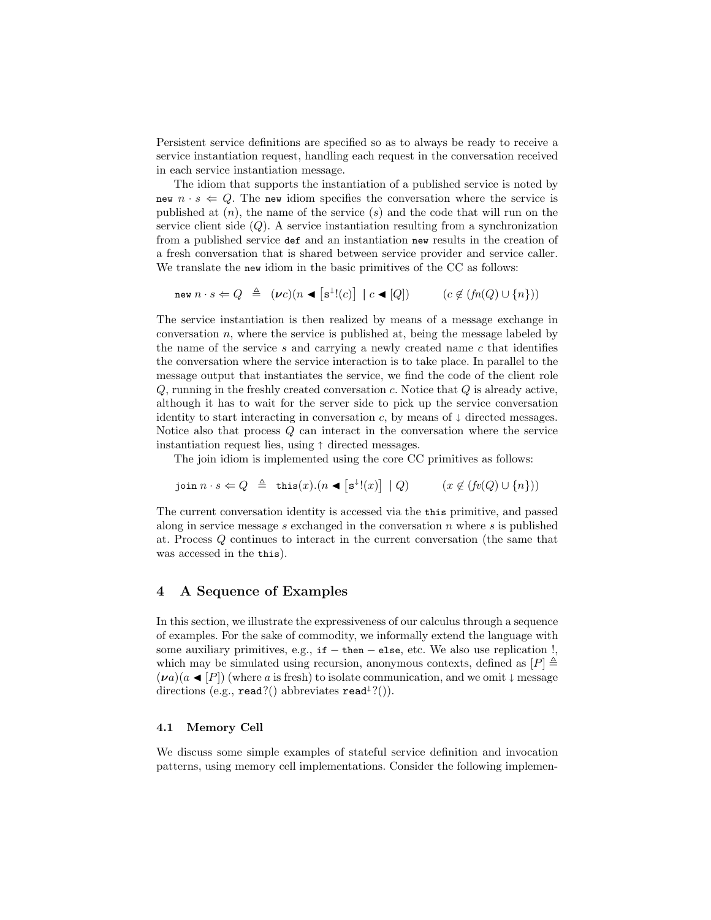Persistent service definitions are specified so as to always be ready to receive a service instantiation request, handling each request in the conversation received in each service instantiation message.

The idiom that supports the instantiation of a published service is noted by $\texttt{new}\ n \cdot s \Leftarrow Q$. The $\texttt{new}$ idiom specifies the conversation where the service is published at ($n$), the name of the service ($s$) and the code that will run on the service client side ($Q$). A service instantiation resulting from a synchronization from a published service $\texttt{def}$ and an instantiation $\texttt{new}$ results in the creation of a fresh conversation that is shared between service provider and service caller. We translate the $\texttt{new}$ idiom in the basic primitives of the CC as follows:

$$\texttt{new}\, n \cdot s \Leftarrow Q \;\;\triangleq\;\; (\boldsymbol{\nu} c)(n \blacktriangleleft \left[\texttt{s}^{\downarrow}!(c)\right] \mid c \blacktriangleleft [Q]) \qquad (c \notin (fn(Q) \cup \{n\}))$$

The service instantiation is then realized by means of a message exchange in conversation $n$, where the service is published at, being the message labeled by the name of the service $s$ and carrying a newly created name $c$ that identifies the conversation where the service interaction is to take place. In parallel to the message output that instantiates the service, we find the code of the client role $Q$, running in the freshly created conversation $c$. Notice that $Q$ is already active, although it has to wait for the server side to pick up the service conversation identity to start interacting in conversation $c$, by means of $\downarrow$ directed messages. Notice also that process $Q$ can interact in the conversation where the service instantiation request lies, using $\uparrow$ directed messages.

The join idiom is implemented using the core CC primitives as follows:

$$\texttt{join}\, n \cdot s \Leftarrow Q \;\;\triangleq\;\; \texttt{this}(x).(n \blacktriangleleft \left[\texttt{s}^{\downarrow}!(x)\right] \mid Q) \qquad (x \notin (fv(Q) \cup \{n\}))$$

The current conversation identity is accessed via the $\texttt{this}$ primitive, and passed along in service message $s$ exchanged in the conversation $n$ where $s$ is published at. Process $Q$ continues to interact in the current conversation (the same that was accessed in the $\texttt{this}$).

## 4 A Sequence of Examples

In this section, we illustrate the expressiveness of our calculus through a sequence of examples. For the sake of commodity, we informally extend the language with some auxiliary primitives, e.g., $\texttt{if} - \texttt{then} - \texttt{else}$, etc. We also use replication $!$, which may be simulated using recursion, anonymous contexts, defined as $[P] \triangleq (\boldsymbol{\nu} a)(a \blacktriangleleft [P])$ (where $a$ is fresh) to isolate communication, and we omit $\downarrow$ message directions (e.g., $\texttt{read}?()$ abbreviates $\texttt{read}^{\downarrow}?()$).

### 4.1 Memory Cell

We discuss some simple examples of stateful service definition and invocation patterns, using memory cell implementations. Consider the following implemen-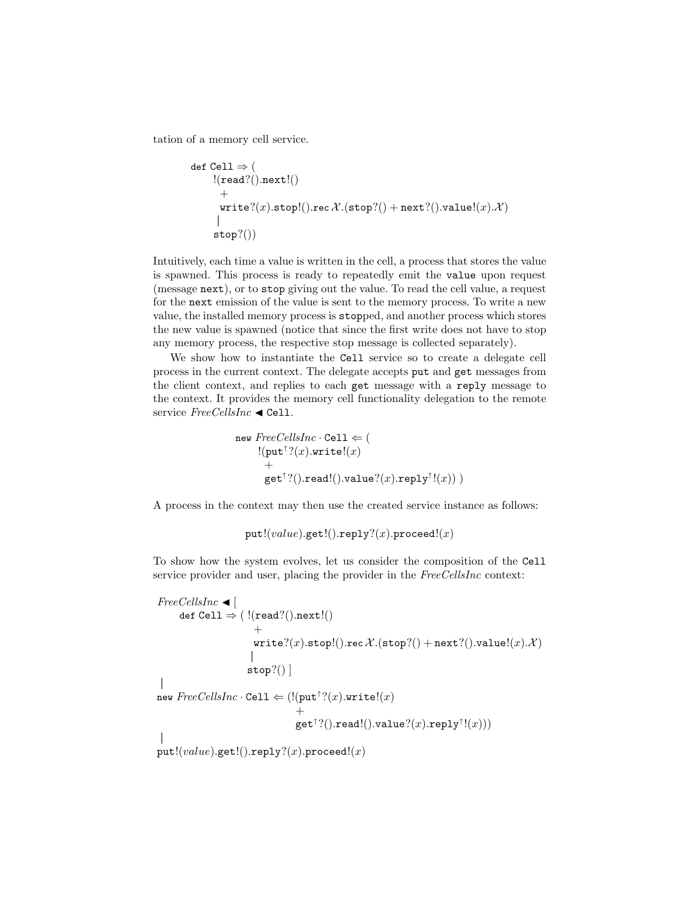tation of a memory cell service.

$$
\begin{array}{l}
\texttt{def Cell} \Rightarrow (\\
\quad !(\texttt{read}?().\texttt{next}!()\\
\quad\quad +\\
\quad\quad \texttt{write}?(x).\texttt{stop}!().\texttt{rec}\,\mathcal{X}.(\texttt{stop}?() + \texttt{next}?().\texttt{value}!(x).\mathcal{X})\\
\quad\ |\\
\quad \texttt{stop}?())
\end{array}
$$

Intuitively, each time a value is written in the cell, a process that stores the value is spawned. This process is ready to repeatedly emit the `value` upon request (message `next`), or to `stop` giving out the value. To read the cell value, a request for the `next` emission of the value is sent to the memory process. To write a new value, the installed memory process is `stop`ped, and another process which stores the new value is spawned (notice that since the first write does not have to stop any memory process, the respective stop message is collected separately).

We show how to instantiate the `Cell` service so to create a delegate cell process in the current context. The delegate accepts `put` and `get` messages from the client context, and replies to each `get` message with a `reply` message to the context. It provides the memory cell functionality delegation to the remote service $\mathit{FreeCellsInc} \blacktriangleleft \texttt{Cell}$.

$$
\begin{array}{l}
\texttt{new}\ \mathit{FreeCellsInc} \cdot \texttt{Cell} \Leftarrow (\\
\quad !(\texttt{put}^{\uparrow}?(x).\texttt{write}!(x)\\
\quad\quad +\\
\quad\quad \texttt{get}^{\uparrow}?().\texttt{read}!().\texttt{value}?(x).\texttt{reply}^{\uparrow}!(x))\ )
\end{array}
$$

A process in the context may then use the created service instance as follows:

$$
\texttt{put}!(\mathit{value}).\texttt{get}!().\texttt{reply}?(x).\texttt{proceed}!(x)
$$

To show how the system evolves, let us consider the composition of the `Cell` service provider and user, placing the provider in the *FreeCellsInc* context:

$$
\begin{array}{l}
\mathit{FreeCellsInc} \blacktriangleleft [\\
\quad \texttt{def Cell} \Rightarrow (\ !(\texttt{read}?().\texttt{next}!()\\
\quad\quad\quad\quad\quad\quad +\\
\quad\quad\quad\quad\quad\quad \texttt{write}?(x).\texttt{stop}!().\texttt{rec}\,\mathcal{X}.(\texttt{stop}?() + \texttt{next}?().\texttt{value}!(x).\mathcal{X})\\
\quad\quad\quad\quad\quad\ |\\
\quad\quad\quad\quad\quad \texttt{stop}?()\ ]\\
|\\
\texttt{new}\ \mathit{FreeCellsInc} \cdot \texttt{Cell} \Leftarrow (!(\texttt{put}^{\uparrow}?(x).\texttt{write}!(x)\\
\quad\quad\quad\quad\quad\quad\quad\quad +\\
\quad\quad\quad\quad\quad\quad\quad\quad \texttt{get}^{\uparrow}?().\texttt{read}!().\texttt{value}?(x).\texttt{reply}^{\uparrow}!(x)))\\
|\\
\texttt{put}!(\mathit{value}).\texttt{get}!().\texttt{reply}?(x).\texttt{proceed}!(x)
\end{array}
$$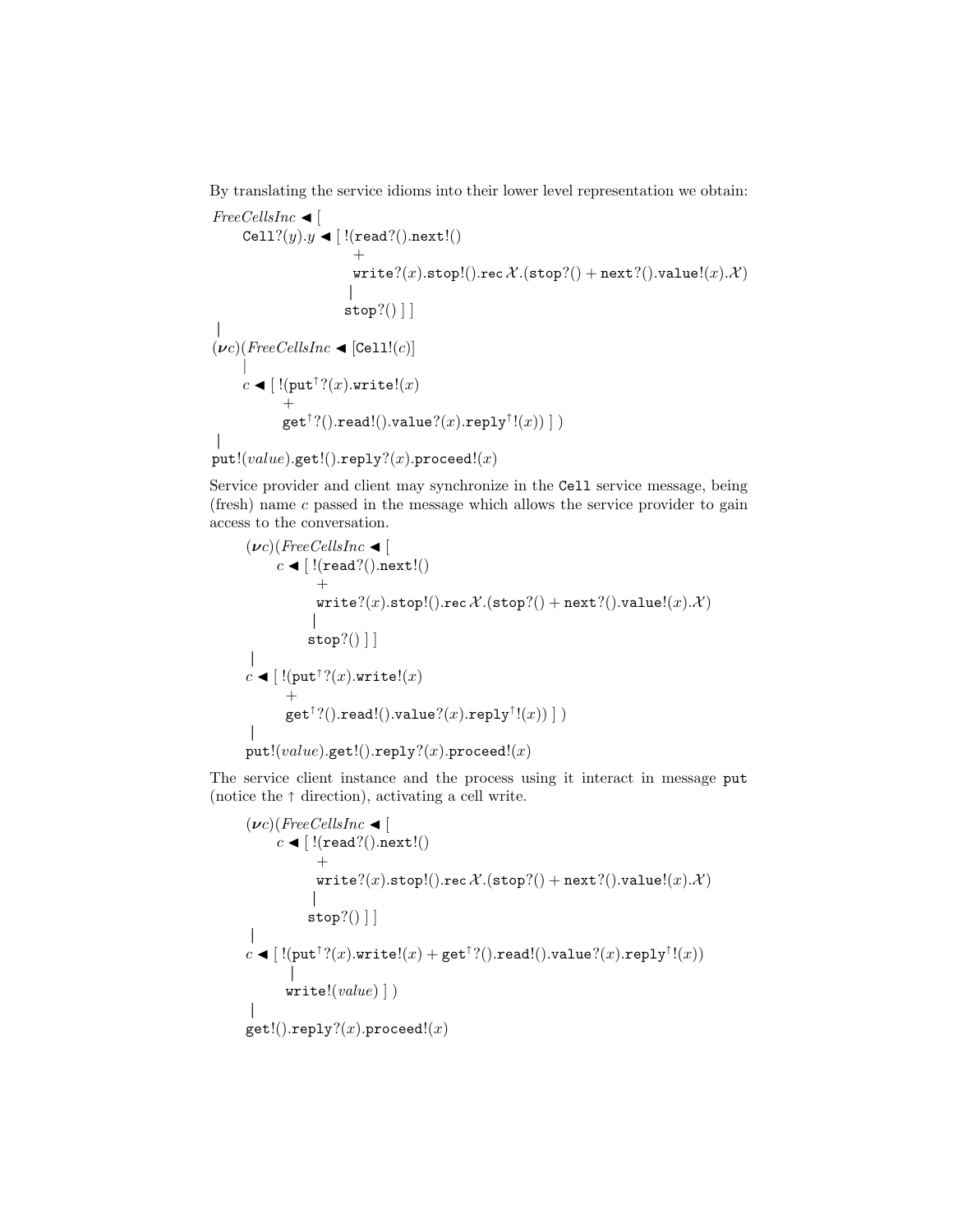By translating the service idioms into their lower level representation we obtain:

$$
\begin{array}{l}
\mathit{FreeCellsInc} \blacktriangleleft [\\
\quad \mathtt{Cell}?(y).y \blacktriangleleft [\ !(\mathtt{read}?().\mathtt{next}!()\\
\qquad\qquad\qquad +\\
\qquad\qquad\qquad \mathtt{write}?(x).\mathtt{stop}!().\mathtt{rec}\,\mathcal{X}.(\mathtt{stop}?() + \mathtt{next}?().\mathtt{value}!(x).\mathcal{X})\\
\qquad\qquad\qquad |\\
\qquad\qquad\qquad \mathtt{stop}?()\ ]\ ]\\
|\\
(\boldsymbol{\nu} c)(\mathit{FreeCellsInc} \blacktriangleleft [\mathtt{Cell}!(c)]\\
\quad |\\
\quad c \blacktriangleleft [\ !(\mathtt{put}^{\uparrow}?(x).\mathtt{write}!(x)\\
\qquad\quad +\\
\qquad\quad \mathtt{get}^{\uparrow}?().\mathtt{read}!().\mathtt{value}?(x).\mathtt{reply}^{\uparrow}!(x))\ ]\ )\\
|\\
\mathtt{put}!(\mathit{value}).\mathtt{get}!().\mathtt{reply}?(x).\mathtt{proceed}!(x)
\end{array}
$$

Service provider and client may synchronize in the `Cell` service message, being (fresh) name $c$ passed in the message which allows the service provider to gain access to the conversation.

$$
\begin{array}{l}
(\boldsymbol{\nu} c)(\mathit{FreeCellsInc} \blacktriangleleft [\\
\quad c \blacktriangleleft [\ !(\mathtt{read}?().\mathtt{next}!()\\
\qquad\quad +\\
\qquad\quad \mathtt{write}?(x).\mathtt{stop}!().\mathtt{rec}\,\mathcal{X}.(\mathtt{stop}?() + \mathtt{next}?().\mathtt{value}!(x).\mathcal{X})\\
\qquad\quad |\\
\qquad\quad \mathtt{stop}?()\ ]\ ]\\
|\\
c \blacktriangleleft [\ !(\mathtt{put}^{\uparrow}?(x).\mathtt{write}!(x)\\
\qquad +\\
\qquad \mathtt{get}^{\uparrow}?().\mathtt{read}!().\mathtt{value}?(x).\mathtt{reply}^{\uparrow}!(x))\ ]\ )\\
|\\
\mathtt{put}!(\mathit{value}).\mathtt{get}!().\mathtt{reply}?(x).\mathtt{proceed}!(x)
\end{array}
$$

The service client instance and the process using it interact in message `put` (notice the $\uparrow$ direction), activating a cell write.

$$
\begin{array}{l}
(\boldsymbol{\nu} c)(\mathit{FreeCellsInc} \blacktriangleleft [\\
\quad c \blacktriangleleft [\ !(\mathtt{read}?().\mathtt{next}!()\\
\qquad\quad +\\
\qquad\quad \mathtt{write}?(x).\mathtt{stop}!().\mathtt{rec}\,\mathcal{X}.(\mathtt{stop}?() + \mathtt{next}?().\mathtt{value}!(x).\mathcal{X})\\
\qquad\quad |\\
\qquad\quad \mathtt{stop}?()\ ]\ ]\\
|\\
c \blacktriangleleft [\ !(\mathtt{put}^{\uparrow}?(x).\mathtt{write}!(x) + \mathtt{get}^{\uparrow}?().\mathtt{read}!().\mathtt{value}?(x).\mathtt{reply}^{\uparrow}!(x))\\
\qquad |\\
\qquad \mathtt{write}!(\mathit{value})\ ]\ )\\
|\\
\mathtt{get}!().\mathtt{reply}?(x).\mathtt{proceed}!(x)
\end{array}
$$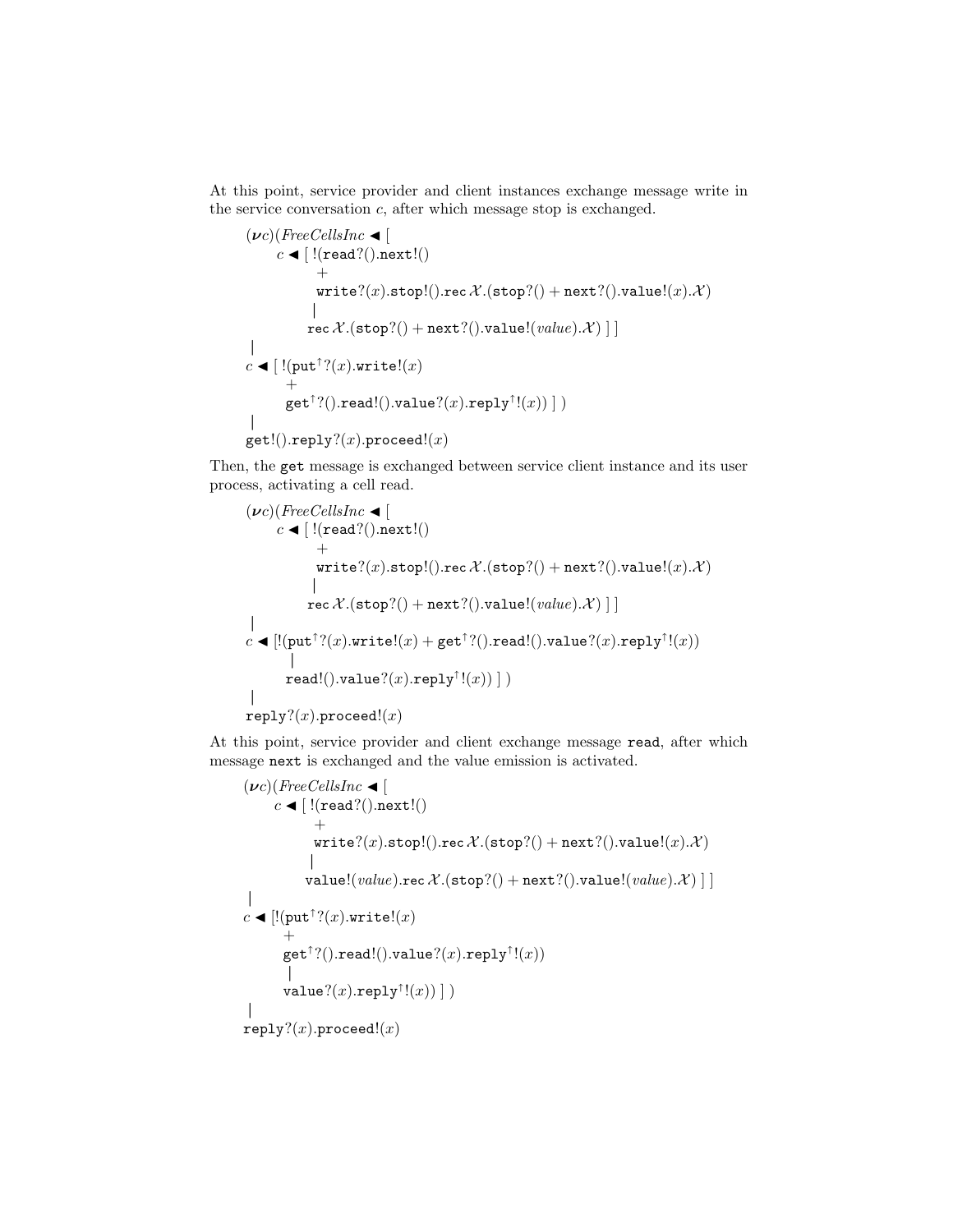At this point, service provider and client instances exchange message write in the service conversation $c$, after which message stop is exchanged.

$$
\begin{array}{l}
(\boldsymbol{\nu} c)(\mathit{FreeCellsInc} \blacktriangleleft [\\
\quad c \blacktriangleleft [\ !(\mathtt{read}?().\mathtt{next}!()\\
\qquad\quad +\\
\qquad\quad \mathtt{write}?(x).\mathtt{stop}!().\mathtt{rec}\,\mathcal{X}.(\mathtt{stop}?() + \mathtt{next}?().\mathtt{value}!(x).\mathcal{X})\\
\qquad\ \ |\\
\qquad \mathtt{rec}\,\mathcal{X}.(\mathtt{stop}?() + \mathtt{next}?().\mathtt{value}!(\mathit{value}).\mathcal{X})\ ]\ ]\\
\ |\\
c \blacktriangleleft [\ !(\mathtt{put}^{\uparrow}?(x).\mathtt{write}!(x)\\
\qquad +\\
\qquad \mathtt{get}^{\uparrow}?().\mathtt{read}!().\mathtt{value}?(x).\mathtt{reply}^{\uparrow}!(x))\ ]\ )\\
\ |\\
\mathtt{get}!().\mathtt{reply}?(x).\mathtt{proceed}!(x)
\end{array}
$$

Then, the get message is exchanged between service client instance and its user process, activating a cell read.

$$
\begin{array}{l}
(\boldsymbol{\nu} c)(\mathit{FreeCellsInc} \blacktriangleleft [\\
\quad c \blacktriangleleft [\ !(\mathtt{read}?().\mathtt{next}!()\\
\qquad\quad +\\
\qquad\quad \mathtt{write}?(x).\mathtt{stop}!().\mathtt{rec}\,\mathcal{X}.(\mathtt{stop}?() + \mathtt{next}?().\mathtt{value}!(x).\mathcal{X})\\
\qquad\ \ |\\
\qquad \mathtt{rec}\,\mathcal{X}.(\mathtt{stop}?() + \mathtt{next}?().\mathtt{value}!(\mathit{value}).\mathcal{X})\ ]\ ]\\
\ |\\
c \blacktriangleleft [!(\mathtt{put}^{\uparrow}?(x).\mathtt{write}!(x) + \mathtt{get}^{\uparrow}?().\mathtt{read}!().\mathtt{value}?(x).\mathtt{reply}^{\uparrow}!(x))\\
\qquad |\\
\qquad \mathtt{read}!().\mathtt{value}?(x).\mathtt{reply}^{\uparrow}!(x))\ ]\ )\\
\ |\\
\mathtt{reply}?(x).\mathtt{proceed}!(x)
\end{array}
$$

At this point, service provider and client exchange message read, after which message next is exchanged and the value emission is activated.

$$
\begin{array}{l}
(\boldsymbol{\nu} c)(\mathit{FreeCellsInc} \blacktriangleleft [\\
\quad c \blacktriangleleft [\ !(\mathtt{read}?().\mathtt{next}!()\\
\qquad\quad +\\
\qquad\quad \mathtt{write}?(x).\mathtt{stop}!().\mathtt{rec}\,\mathcal{X}.(\mathtt{stop}?() + \mathtt{next}?().\mathtt{value}!(x).\mathcal{X})\\
\qquad\ \ |\\
\qquad \mathtt{value}!(\mathit{value}).\mathtt{rec}\,\mathcal{X}.(\mathtt{stop}?() + \mathtt{next}?().\mathtt{value}!(\mathit{value}).\mathcal{X})\ ]\ ]\\
\ |\\
c \blacktriangleleft [!(\mathtt{put}^{\uparrow}?(x).\mathtt{write}!(x)\\
\qquad +\\
\qquad \mathtt{get}^{\uparrow}?().\mathtt{read}!().\mathtt{value}?(x).\mathtt{reply}^{\uparrow}!(x))\\
\qquad |\\
\qquad \mathtt{value}?(x).\mathtt{reply}^{\uparrow}!(x))\ ]\ )\\
\ |\\
\mathtt{reply}?(x).\mathtt{proceed}!(x)
\end{array}
$$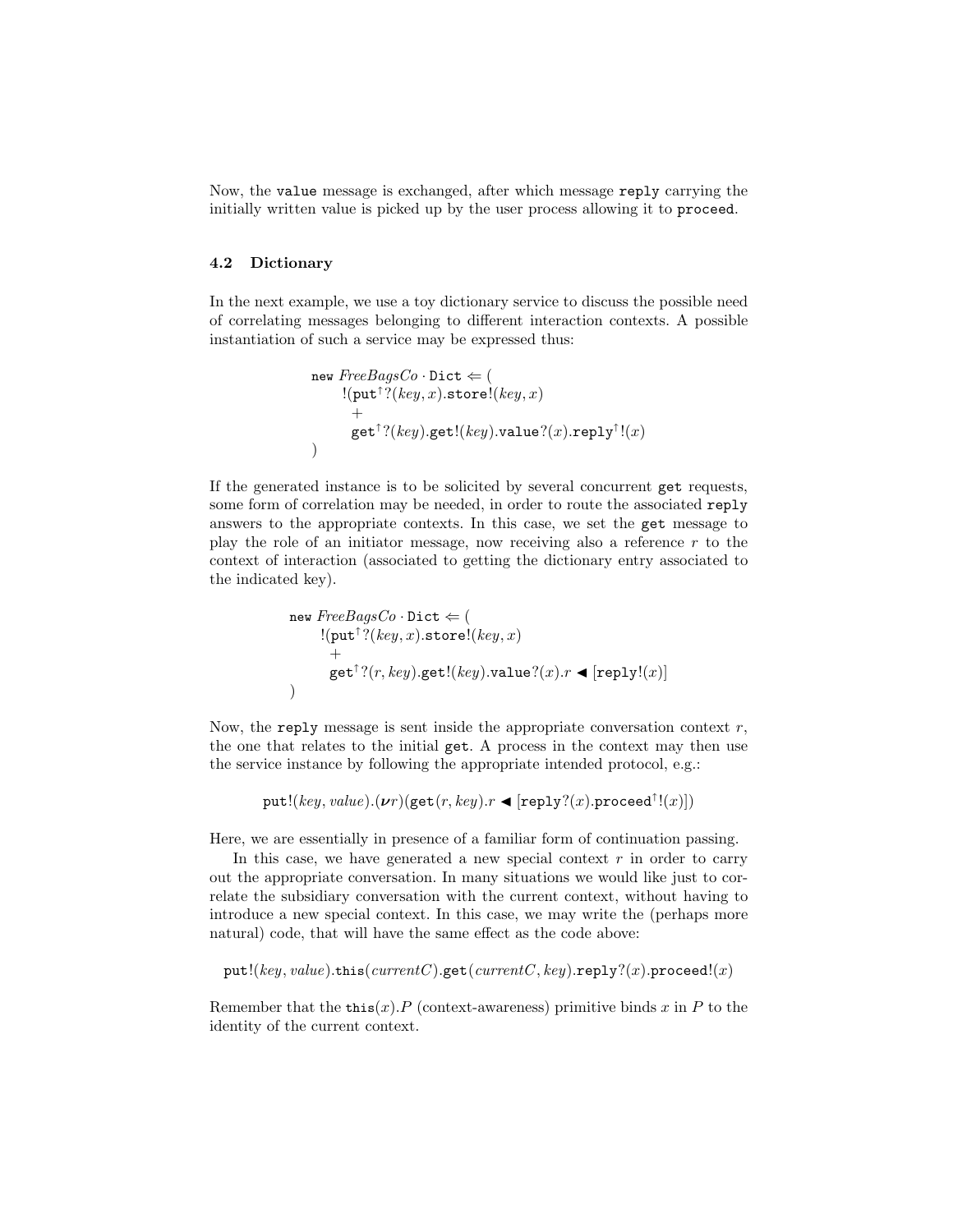Now, the value message is exchanged, after which message reply carrying the initially written value is picked up by the user process allowing it to proceed.

### 4.2 Dictionary

In the next example, we use a toy dictionary service to discuss the possible need of correlating messages belonging to different interaction contexts. A possible instantiation of such a service may be expressed thus:

$$
\begin{array}{l}
\texttt{new}\ \mathit{FreeBagsCo} \cdot \texttt{Dict} \Leftarrow (\\
\quad !(\texttt{put}^{\uparrow}?(\mathit{key}, x).\texttt{store}!(\mathit{key}, x)\\
\quad\quad +\\
\quad\quad \texttt{get}^{\uparrow}?(\mathit{key}).\texttt{get}!(\mathit{key}).\texttt{value}?(x).\texttt{reply}^{\uparrow}!(x)\\
)
\end{array}
$$

If the generated instance is to be solicited by several concurrent get requests, some form of correlation may be needed, in order to route the associated reply answers to the appropriate contexts. In this case, we set the get message to play the role of an initiator message, now receiving also a reference $r$ to the context of interaction (associated to getting the dictionary entry associated to the indicated key).

$$
\begin{array}{l}
\texttt{new}\ \mathit{FreeBagsCo} \cdot \texttt{Dict} \Leftarrow (\\
\quad !(\texttt{put}^{\uparrow}?(\mathit{key}, x).\texttt{store}!(\mathit{key}, x)\\
\quad\quad +\\
\quad\quad \texttt{get}^{\uparrow}?(r, \mathit{key}).\texttt{get}!(\mathit{key}).\texttt{value}?(x).r \blacktriangleleft [\texttt{reply}!(x)]\\
)
\end{array}
$$

Now, the reply message is sent inside the appropriate conversation context $r$, the one that relates to the initial get. A process in the context may then use the service instance by following the appropriate intended protocol, e.g.:

$$\texttt{put}!(\mathit{key}, \mathit{value}).(\boldsymbol{\nu} r)(\texttt{get}(r, \mathit{key}).r \blacktriangleleft [\texttt{reply}?(x).\texttt{proceed}^{\uparrow}!(x)])$$

Here, we are essentially in presence of a familiar form of continuation passing.

In this case, we have generated a new special context $r$ in order to carry out the appropriate conversation. In many situations we would like just to correlate the subsidiary conversation with the current context, without having to introduce a new special context. In this case, we may write the (perhaps more natural) code, that will have the same effect as the code above:

$$\texttt{put}!(\mathit{key}, \mathit{value}).\texttt{this}(\mathit{currentC}).\texttt{get}(\mathit{currentC}, \mathit{key}).\texttt{reply}?(x).\texttt{proceed}!(x)$$

Remember that the $\texttt{this}(x).P$ (context-awareness) primitive binds $x$ in $P$ to the identity of the current context.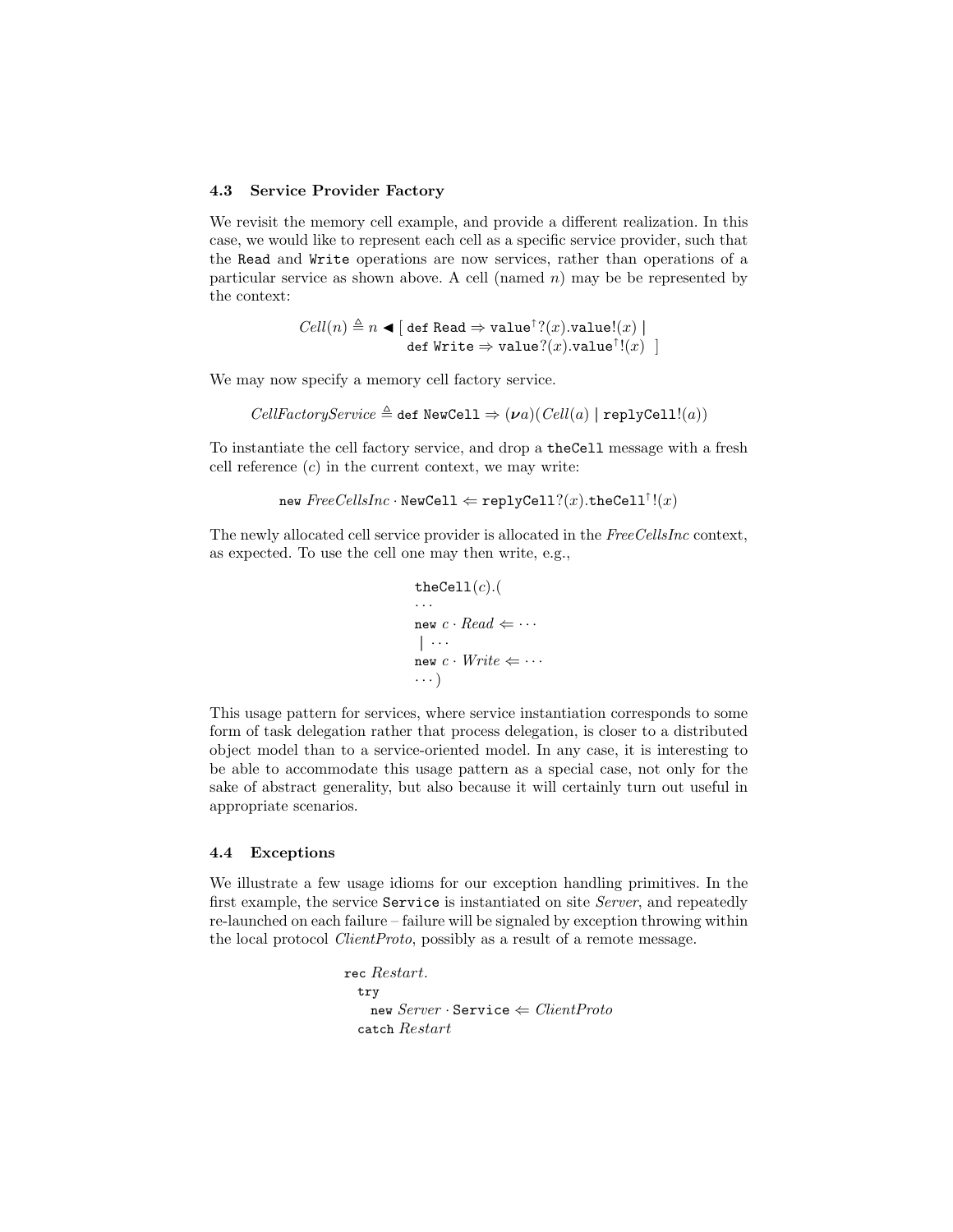### 4.3 Service Provider Factory

We revisit the memory cell example, and provide a different realization. In this case, we would like to represent each cell as a specific service provider, such that the `Read` and `Write` operations are now services, rather than operations of a particular service as shown above. A cell (named $n$) may be be represented by the context:

$$Cell(n) \triangleq n \blacktriangleleft [\ \texttt{def Read} \Rightarrow \texttt{value}^{\uparrow}?(x).\texttt{value}!(x) \mid \texttt{def Write} \Rightarrow \texttt{value}?(x).\texttt{value}^{\uparrow}!(x)\ \ ]$$

We may now specify a memory cell factory service.

$$CellFactoryService \triangleq \texttt{def NewCell} \Rightarrow (\boldsymbol{\nu} a)(Cell(a) \mid \texttt{replyCell}!(a))$$

To instantiate the cell factory service, and drop a `theCell` message with a fresh cell reference ($c$) in the current context, we may write:

$$\texttt{new}\ FreeCellsInc \cdot \texttt{NewCell} \Leftarrow \texttt{replyCell}?(x).\texttt{theCell}^{\uparrow}!(x)$$

The newly allocated cell service provider is allocated in the *FreeCellsInc* context, as expected. To use the cell one may then write, e.g.,

$$
\begin{array}{l}
\texttt{theCell}(c).( \\
\cdots \\
\texttt{new}\ c \cdot Read \Leftarrow \cdots \\
\ \mid \cdots \\
\texttt{new}\ c \cdot Write \Leftarrow \cdots \\
\cdots)
\end{array}
$$

This usage pattern for services, where service instantiation corresponds to some form of task delegation rather that process delegation, is closer to a distributed object model than to a service-oriented model. In any case, it is interesting to be able to accommodate this usage pattern as a special case, not only for the sake of abstract generality, but also because it will certainly turn out useful in appropriate scenarios.

### 4.4 Exceptions

We illustrate a few usage idioms for our exception handling primitives. In the first example, the service `Service` is instantiated on site *Server*, and repeatedly re-launched on each failure – failure will be signaled by exception throwing within the local protocol *ClientProto*, possibly as a result of a remote message.

$$
\begin{array}{l}
\texttt{rec}\ Restart. \\
\quad \texttt{try} \\
\quad\quad \texttt{new}\ Server \cdot \texttt{Service} \Leftarrow ClientProto \\
\quad \texttt{catch}\ Restart
\end{array}
$$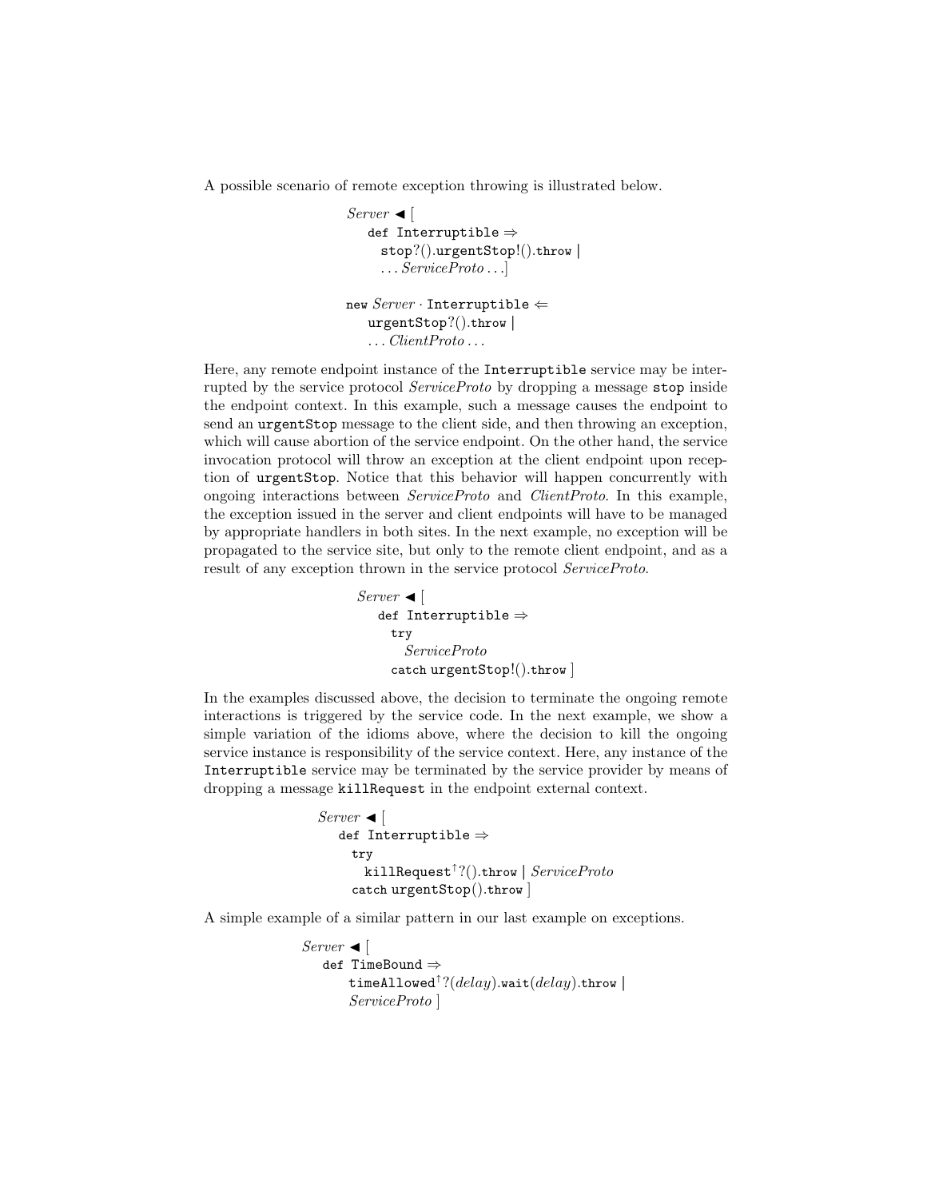A possible scenario of remote exception throwing is illustrated below.

$$
\begin{array}{l}
\mathit{Server} \blacktriangleleft [\\
\quad \texttt{def Interruptible} \Rightarrow\\
\quad\quad \texttt{stop}?().\texttt{urgentStop}!().\texttt{throw} \mid\\
\quad\quad \ldots \mathit{ServiceProto} \ldots]
\end{array}
$$

$$
\begin{array}{l}
\texttt{new}\ \mathit{Server} \cdot \texttt{Interruptible} \Leftarrow\\
\quad \texttt{urgentStop}?().\texttt{throw} \mid\\
\quad \ldots \mathit{ClientProto} \ldots
\end{array}
$$

Here, any remote endpoint instance of the `Interruptible` service may be interrupted by the service protocol *ServiceProto* by dropping a message `stop` inside the endpoint context. In this example, such a message causes the endpoint to send an `urgentStop` message to the client side, and then throwing an exception, which will cause abortion of the service endpoint. On the other hand, the service invocation protocol will throw an exception at the client endpoint upon reception of `urgentStop`. Notice that this behavior will happen concurrently with ongoing interactions between *ServiceProto* and *ClientProto*. In this example, the exception issued in the server and client endpoints will have to be managed by appropriate handlers in both sites. In the next example, no exception will be propagated to the service site, but only to the remote client endpoint, and as a result of any exception thrown in the service protocol *ServiceProto*.

$$
\begin{array}{l}
\mathit{Server} \blacktriangleleft [\\
\quad \texttt{def Interruptible} \Rightarrow\\
\quad\quad \texttt{try}\\
\quad\quad\quad \mathit{ServiceProto}\\
\quad\quad \texttt{catch}\ \texttt{urgentStop}!().\texttt{throw}\ ]
\end{array}
$$

In the examples discussed above, the decision to terminate the ongoing remote interactions is triggered by the service code. In the next example, we show a simple variation of the idioms above, where the decision to kill the ongoing service instance is responsibility of the service context. Here, any instance of the `Interruptible` service may be terminated by the service provider by means of dropping a message `killRequest` in the endpoint external context.

$$
\begin{array}{l}
\mathit{Server} \blacktriangleleft [\\
\quad \texttt{def Interruptible} \Rightarrow\\
\quad\quad \texttt{try}\\
\quad\quad\quad \texttt{killRequest}^{\uparrow}?().\texttt{throw} \mid \mathit{ServiceProto}\\
\quad\quad \texttt{catch}\ \texttt{urgentStop}().\texttt{throw}\ ]
\end{array}
$$

A simple example of a similar pattern in our last example on exceptions.

$$
\begin{array}{l}
\mathit{Server} \blacktriangleleft [\\
\quad \texttt{def TimeBound} \Rightarrow\\
\quad\quad \texttt{timeAllowed}^{\uparrow}?(\mathit{delay}).\texttt{wait}(\mathit{delay}).\texttt{throw} \mid\\
\quad\quad \mathit{ServiceProto}\ ]
\end{array}
$$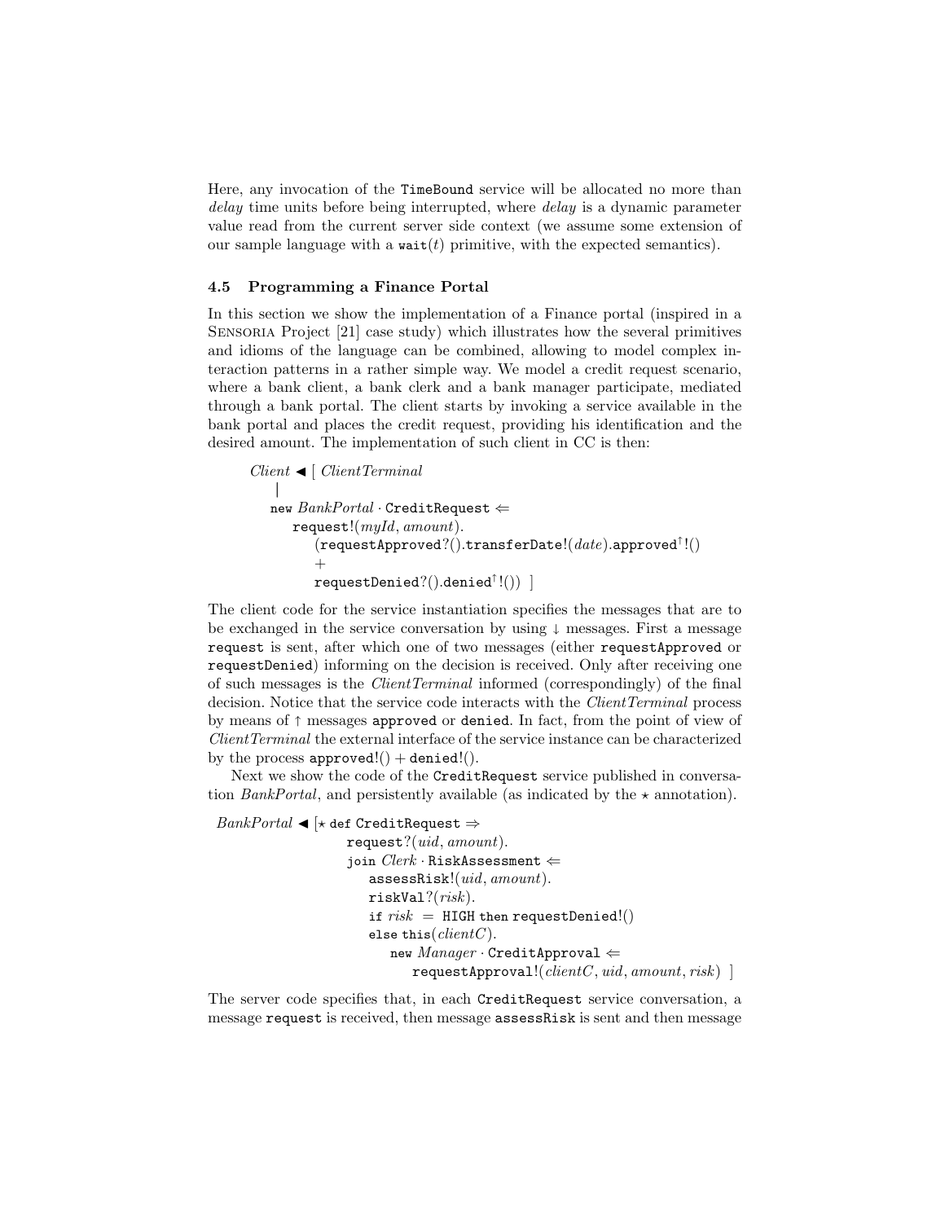Here, any invocation of the `TimeBound` service will be allocated no more than *delay* time units before being interrupted, where *delay* is a dynamic parameter value read from the current server side context (we assume some extension of our sample language with a `wait`$(t)$ primitive, with the expected semantics).

### 4.5 Programming a Finance Portal

In this section we show the implementation of a Finance portal (inspired in a Sensoria Project [21] case study) which illustrates how the several primitives and idioms of the language can be combined, allowing to model complex interaction patterns in a rather simple way. We model a credit request scenario, where a bank client, a bank clerk and a bank manager participate, mediated through a bank portal. The client starts by invoking a service available in the bank portal and places the credit request, providing his identification and the desired amount. The implementation of such client in CC is then:

$$
\begin{array}{l}
\mathit{Client} \blacktriangleleft [\ \mathit{ClientTerminal} \\
\quad | \\
\quad \mathtt{new}\ \mathit{BankPortal} \cdot \mathtt{CreditRequest} \Leftarrow \\
\qquad \mathtt{request}!(\mathit{myId}, \mathit{amount}). \\
\qquad\quad (\mathtt{requestApproved}?().\mathtt{transferDate}!(\mathit{date}).\mathtt{approved}^{\uparrow}!() \\
\qquad\quad + \\
\qquad\quad \mathtt{requestDenied}?().\mathtt{denied}^{\uparrow}!())\ \ ]
\end{array}
$$

The client code for the service instantiation specifies the messages that are to be exchanged in the service conversation by using $\downarrow$ messages. First a message `request` is sent, after which one of two messages (either `requestApproved` or `requestDenied`) informing on the decision is received. Only after receiving one of such messages is the *ClientTerminal* informed (correspondingly) of the final decision. Notice that the service code interacts with the *ClientTerminal* process by means of $\uparrow$ messages `approved` or `denied`. In fact, from the point of view of *ClientTerminal* the external interface of the service instance can be characterized by the process $\mathtt{approved}!() + \mathtt{denied}!()$.

Next we show the code of the `CreditRequest` service published in conversation *BankPortal*, and persistently available (as indicated by the $\star$ annotation).

$$
\begin{array}{l}
\mathit{BankPortal} \blacktriangleleft [\star\ \mathtt{def}\ \mathtt{CreditRequest} \Rightarrow \\
\qquad\qquad \mathtt{request}?(\mathit{uid}, \mathit{amount}). \\
\qquad\qquad \mathtt{join}\ \mathit{Clerk} \cdot \mathtt{RiskAssessment} \Leftarrow \\
\qquad\qquad\quad \mathtt{assessRisk}!(\mathit{uid}, \mathit{amount}). \\
\qquad\qquad\quad \mathtt{riskVal}?(\mathit{risk}). \\
\qquad\qquad\quad \mathtt{if}\ \mathit{risk}\ =\ \mathtt{HIGH}\ \mathtt{then}\ \mathtt{requestDenied}!() \\
\qquad\qquad\quad \mathtt{else}\ \mathtt{this}(\mathit{clientC}). \\
\qquad\qquad\qquad \mathtt{new}\ \mathit{Manager} \cdot \mathtt{CreditApproval} \Leftarrow \\
\qquad\qquad\qquad\quad \mathtt{requestApproval}!(\mathit{clientC}, \mathit{uid}, \mathit{amount}, \mathit{risk})\ \ ]
\end{array}
$$

The server code specifies that, in each `CreditRequest` service conversation, a message `request` is received, then message `assessRisk` is sent and then message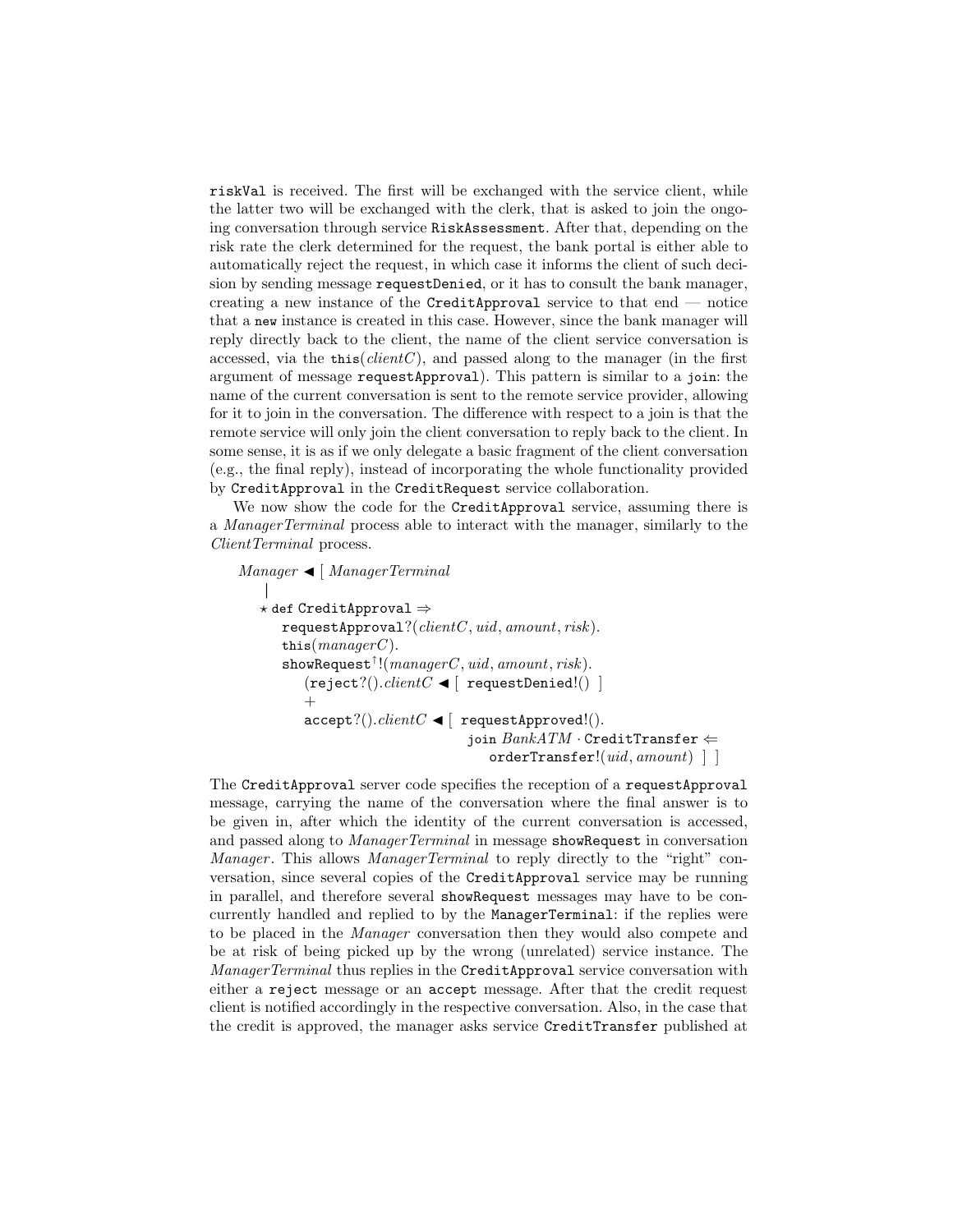riskVal is received. The first will be exchanged with the service client, while the latter two will be exchanged with the clerk, that is asked to join the ongoing conversation through service RiskAssessment. After that, depending on the risk rate the clerk determined for the request, the bank portal is either able to automatically reject the request, in which case it informs the client of such decision by sending message requestDenied, or it has to consult the bank manager, creating a new instance of the CreditApproval service to that end — notice that a new instance is created in this case. However, since the bank manager will reply directly back to the client, the name of the client service conversation is accessed, via the this(*clientC*), and passed along to the manager (in the first argument of message requestApproval). This pattern is similar to a join: the name of the current conversation is sent to the remote service provider, allowing for it to join in the conversation. The difference with respect to a join is that the remote service will only join the client conversation to reply back to the client. In some sense, it is as if we only delegate a basic fragment of the client conversation (e.g., the final reply), instead of incorporating the whole functionality provided by CreditApproval in the CreditRequest service collaboration.

We now show the code for the CreditApproval service, assuming there is a *ManagerTerminal* process able to interact with the manager, similarly to the *ClientTerminal* process.

```
Manager ◀ [ ManagerTerminal
   |
   ⋆ def CreditApproval ⇒
      requestApproval?(clientC, uid, amount, risk).
      this(managerC).
      showRequest↑!(managerC, uid, amount, risk).
         (reject?().clientC ◀ [ requestDenied!() ]
         +
         accept?().clientC ◀ [ requestApproved!().
                               join BankATM · CreditTransfer ⇐
                                  orderTransfer!(uid, amount) ] ]
```

The CreditApproval server code specifies the reception of a requestApproval message, carrying the name of the conversation where the final answer is to be given in, after which the identity of the current conversation is accessed, and passed along to *ManagerTerminal* in message showRequest in conversation *Manager*. This allows *ManagerTerminal* to reply directly to the "right" conversation, since several copies of the CreditApproval service may be running in parallel, and therefore several showRequest messages may have to be concurrently handled and replied to by the ManagerTerminal: if the replies were to be placed in the *Manager* conversation then they would also compete and be at risk of being picked up by the wrong (unrelated) service instance. The *ManagerTerminal* thus replies in the CreditApproval service conversation with either a reject message or an accept message. After that the credit request client is notified accordingly in the respective conversation. Also, in the case that the credit is approved, the manager asks service CreditTransfer published at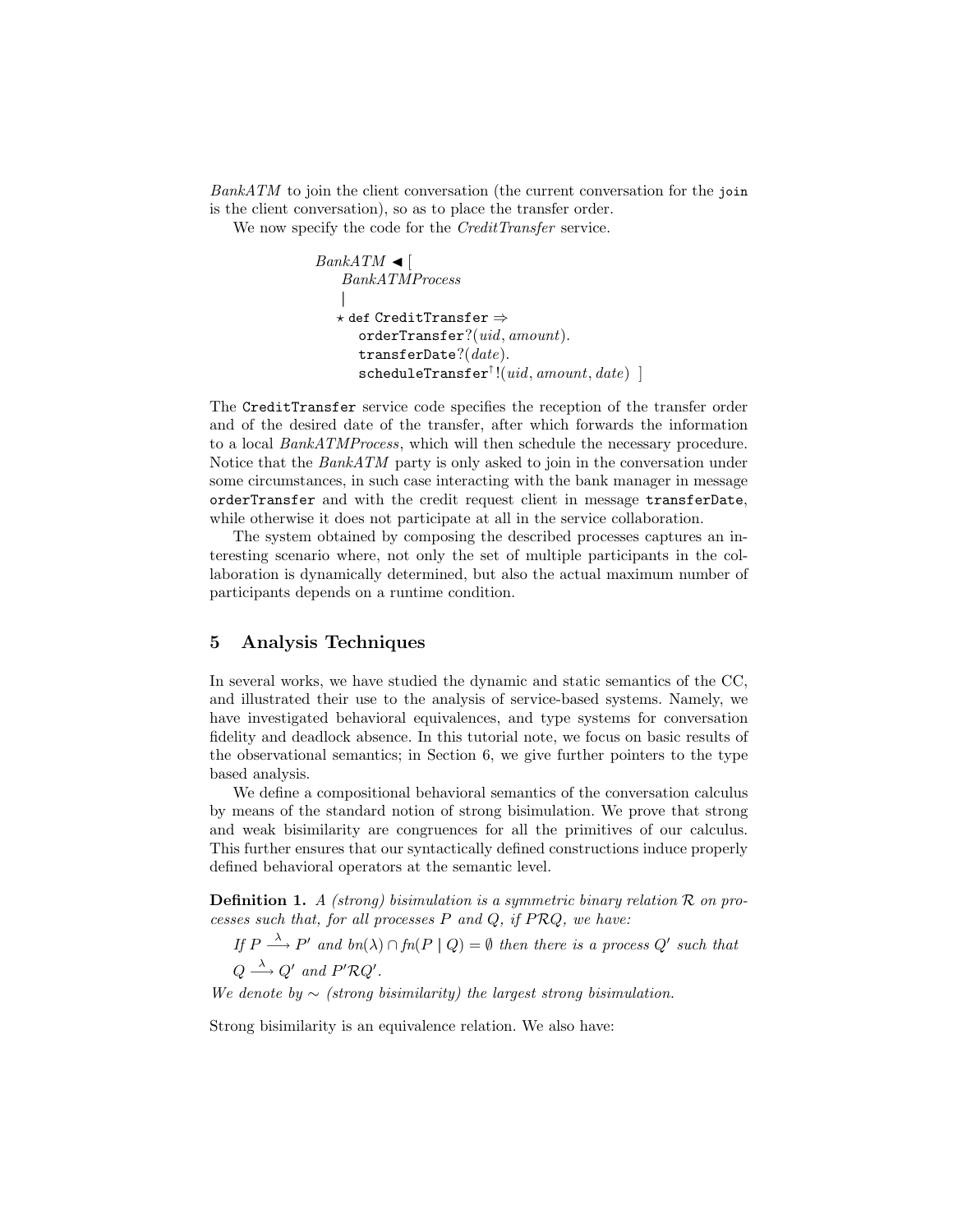*BankATM* to join the client conversation (the current conversation for the `join` is the client conversation), so as to place the transfer order.

We now specify the code for the *CreditTransfer* service.

$$
\begin{array}{l}
\mathit{BankATM} \blacktriangleleft [ \\
\quad \mathit{BankATMProcess} \\
\quad | \\
\quad \star\, \mathtt{def}\ \mathtt{CreditTransfer} \Rightarrow \\
\qquad \mathtt{orderTransfer}?(\mathit{uid}, \mathit{amount}). \\
\qquad \mathtt{transferDate}?(\mathit{date}). \\
\qquad \mathtt{scheduleTransfer}^{\uparrow}!(\mathit{uid}, \mathit{amount}, \mathit{date}) \ \ ]
\end{array}
$$

The `CreditTransfer` service code specifies the reception of the transfer order and of the desired date of the transfer, after which forwards the information to a local *BankATMProcess*, which will then schedule the necessary procedure. Notice that the *BankATM* party is only asked to join in the conversation under some circumstances, in such case interacting with the bank manager in message `orderTransfer` and with the credit request client in message `transferDate`, while otherwise it does not participate at all in the service collaboration.

The system obtained by composing the described processes captures an interesting scenario where, not only the set of multiple participants in the collaboration is dynamically determined, but also the actual maximum number of participants depends on a runtime condition.

## 5 Analysis Techniques

In several works, we have studied the dynamic and static semantics of the CC, and illustrated their use to the analysis of service-based systems. Namely, we have investigated behavioral equivalences, and type systems for conversation fidelity and deadlock absence. In this tutorial note, we focus on basic results of the observational semantics; in Section 6, we give further pointers to the type based analysis.

We define a compositional behavioral semantics of the conversation calculus by means of the standard notion of strong bisimulation. We prove that strong and weak bisimilarity are congruences for all the primitives of our calculus. This further ensures that our syntactically defined constructions induce properly defined behavioral operators at the semantic level.

**Definition 1.** *A (strong) bisimulation is a symmetric binary relation $\mathcal{R}$ on processes such that, for all processes $P$ and $Q$, if $P\mathcal{R}Q$, we have:*

*If $P \xrightarrow{\lambda} P'$ and $bn(\lambda) \cap fn(P \mid Q) = \emptyset$ then there is a process $Q'$ such that $Q \xrightarrow{\lambda} Q'$ and $P'\mathcal{R}Q'$.*

*We denote by $\sim$ (strong bisimilarity) the largest strong bisimulation.*

Strong bisimilarity is an equivalence relation. We also have: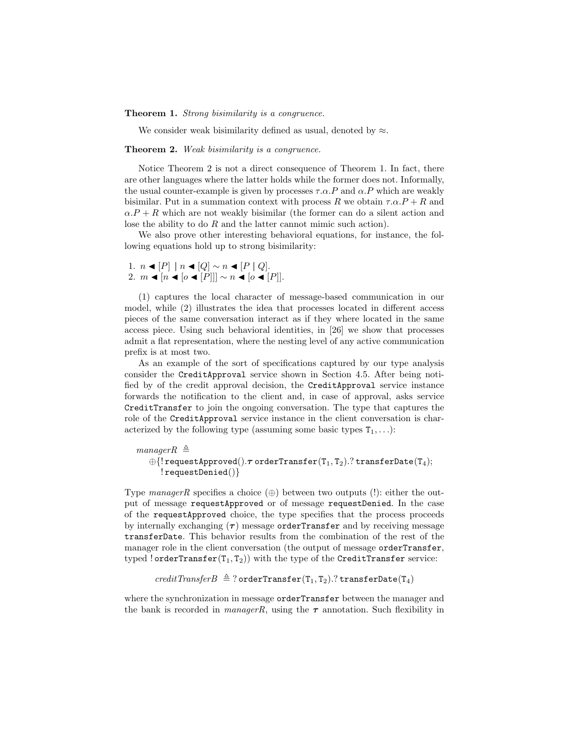**Theorem 1.** *Strong bisimilarity is a congruence.*

We consider weak bisimilarity defined as usual, denoted by $\approx$.

**Theorem 2.** *Weak bisimilarity is a congruence.*

Notice Theorem 2 is not a direct consequence of Theorem 1. In fact, there are other languages where the latter holds while the former does not. Informally, the usual counter-example is given by processes $\tau.\alpha.P$ and $\alpha.P$ which are weakly bisimilar. Put in a summation context with process $R$ we obtain $\tau.\alpha.P + R$ and $\alpha.P + R$ which are not weakly bisimilar (the former can do a silent action and lose the ability to do $R$ and the latter cannot mimic such action).

We also prove other interesting behavioral equations, for instance, the following equations hold up to strong bisimilarity:

1. $n \blacktriangleleft [P] \mid n \blacktriangleleft [Q] \sim n \blacktriangleleft [P \mid Q]$.
2. $m \blacktriangleleft [n \blacktriangleleft [o \blacktriangleleft [P]]] \sim n \blacktriangleleft [o \blacktriangleleft [P]]$.

(1) captures the local character of message-based communication in our model, while (2) illustrates the idea that processes located in different access pieces of the same conversation interact as if they where located in the same access piece. Using such behavioral identities, in [26] we show that processes admit a flat representation, where the nesting level of any active communication prefix is at most two.

As an example of the sort of specifications captured by our type analysis consider the `CreditApproval` service shown in Section 4.5. After being notified by of the credit approval decision, the `CreditApproval` service instance forwards the notification to the client and, in case of approval, asks service `CreditTransfer` to join the ongoing conversation. The type that captures the role of the `CreditApproval` service instance in the client conversation is characterized by the following type (assuming some basic types $\mathtt{T}_1, \ldots$):

$$\mathit{managerR} \triangleq \oplus\{!\,\mathtt{requestApproved}().\boldsymbol{\tau}\,\mathtt{orderTransfer}(\mathtt{T}_1, \mathtt{T}_2).?\,\mathtt{transferDate}(\mathtt{T}_4);\ !\,\mathtt{requestDenied}()\}$$

Type *managerR* specifies a choice ($\oplus$) between two outputs (!): either the output of message `requestApproved` or of message `requestDenied`. In the case of the `requestApproved` choice, the type specifies that the process proceeds by internally exchanging ($\boldsymbol{\tau}$) message `orderTransfer` and by receiving message `transferDate`. This behavior results from the combination of the rest of the manager role in the client conversation (the output of message `orderTransfer`, typed $!\,\mathtt{orderTransfer}(\mathtt{T}_1, \mathtt{T}_2)$) with the type of the `CreditTransfer` service:

$$\mathit{creditTransferB} \triangleq ?\,\mathtt{orderTransfer}(\mathtt{T}_1, \mathtt{T}_2).?\,\mathtt{transferDate}(\mathtt{T}_4)$$

where the synchronization in message `orderTransfer` between the manager and the bank is recorded in *managerR*, using the $\boldsymbol{\tau}$ annotation. Such flexibility in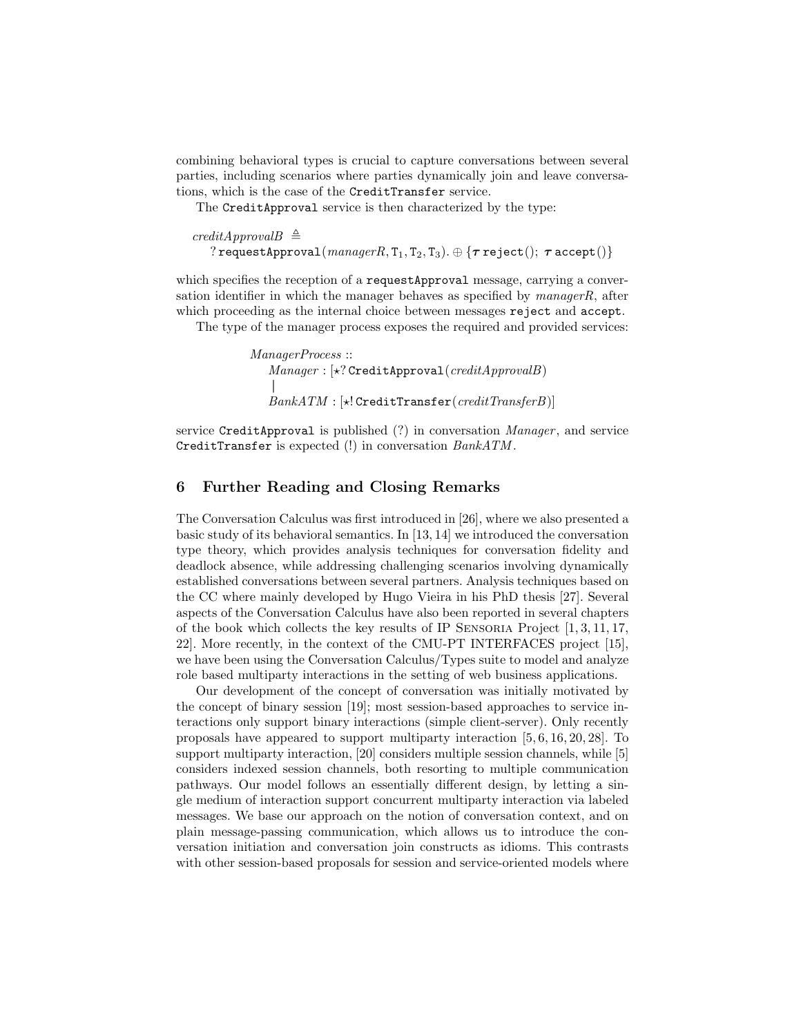combining behavioral types is crucial to capture conversations between several parties, including scenarios where parties dynamically join and leave conversations, which is the case of the `CreditTransfer` service.

The `CreditApproval` service is then characterized by the type:

$$\begin{aligned}&\mathit{creditApprovalB} \triangleq \\ &\quad ?\,\texttt{requestApproval}(\mathit{managerR}, \texttt{T}_1, \texttt{T}_2, \texttt{T}_3).\oplus\{\boldsymbol{\tau}\,\texttt{reject}();\ \boldsymbol{\tau}\,\texttt{accept}()\}\end{aligned}$$

which specifies the reception of a `requestApproval` message, carrying a conversation identifier in which the manager behaves as specified by *managerR*, after which proceeding as the internal choice between messages `reject` and `accept`.

The type of the manager process exposes the required and provided services:

$$\begin{aligned}&\mathit{ManagerProcess} :: \\ &\quad \mathit{Manager} : [\star ?\,\texttt{CreditApproval}(\mathit{creditApprovalB}) \\ &\quad | \\ &\quad \mathit{BankATM} : [\star !\,\texttt{CreditTransfer}(\mathit{creditTransferB})]\end{aligned}$$

service `CreditApproval` is published (?) in conversation *Manager*, and service `CreditTransfer` is expected (!) in conversation *BankATM*.

## 6 Further Reading and Closing Remarks

The Conversation Calculus was first introduced in [26], where we also presented a basic study of its behavioral semantics. In [13, 14] we introduced the conversation type theory, which provides analysis techniques for conversation fidelity and deadlock absence, while addressing challenging scenarios involving dynamically established conversations between several partners. Analysis techniques based on the CC where mainly developed by Hugo Vieira in his PhD thesis [27]. Several aspects of the Conversation Calculus have also been reported in several chapters of the book which collects the key results of IP Sensoria Project [1, 3, 11, 17, 22]. More recently, in the context of the CMU-PT INTERFACES project [15], we have been using the Conversation Calculus/Types suite to model and analyze role based multiparty interactions in the setting of web business applications.

Our development of the concept of conversation was initially motivated by the concept of binary session [19]; most session-based approaches to service interactions only support binary interactions (simple client-server). Only recently proposals have appeared to support multiparty interaction [5, 6, 16, 20, 28]. To support multiparty interaction, [20] considers multiple session channels, while [5] considers indexed session channels, both resorting to multiple communication pathways. Our model follows an essentially different design, by letting a single medium of interaction support concurrent multiparty interaction via labeled messages. We base our approach on the notion of conversation context, and on plain message-passing communication, which allows us to introduce the conversation initiation and conversation join constructs as idioms. This contrasts with other session-based proposals for session and service-oriented models where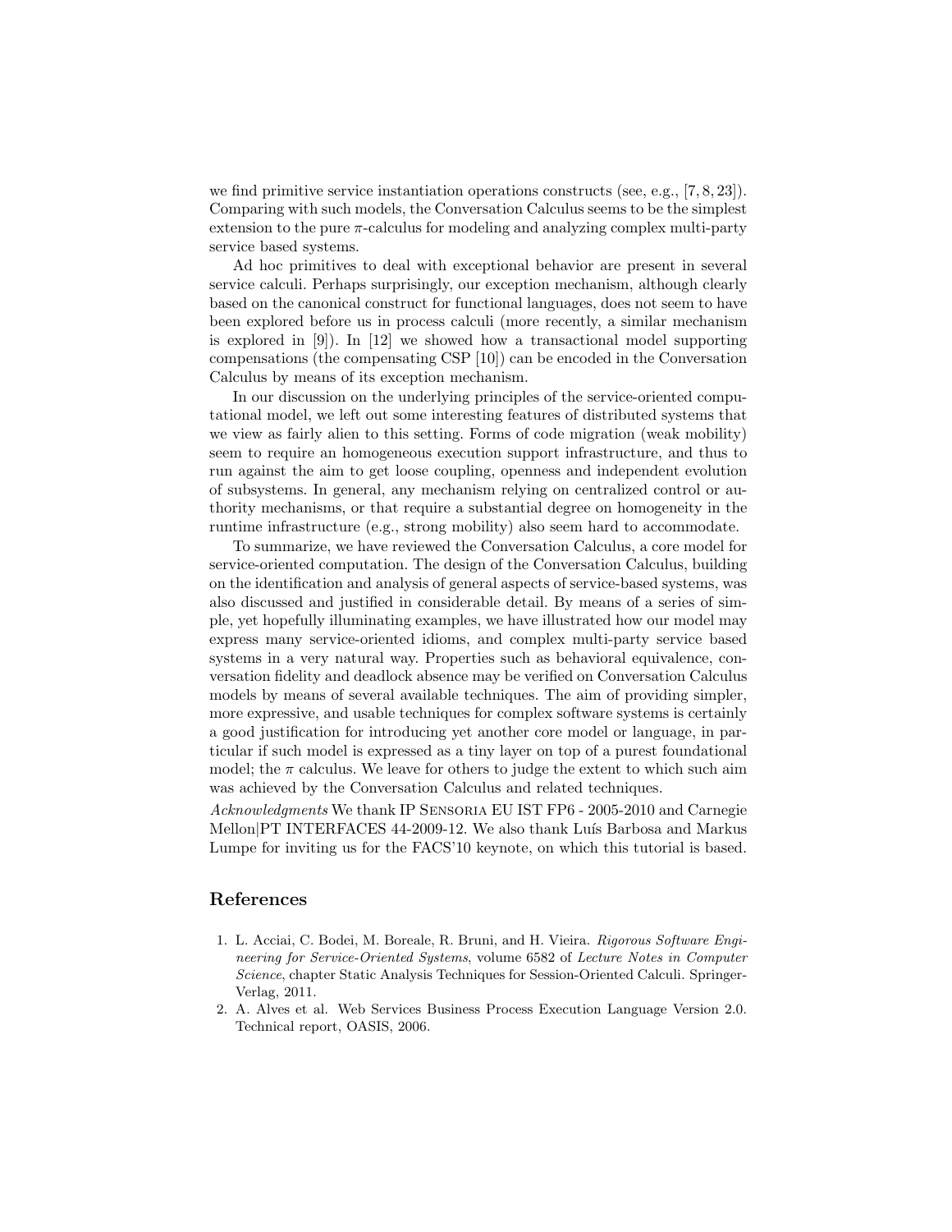we find primitive service instantiation operations constructs (see, e.g., [7, 8, 23]). Comparing with such models, the Conversation Calculus seems to be the simplest extension to the pure $\pi$-calculus for modeling and analyzing complex multi-party service based systems.

Ad hoc primitives to deal with exceptional behavior are present in several service calculi. Perhaps surprisingly, our exception mechanism, although clearly based on the canonical construct for functional languages, does not seem to have been explored before us in process calculi (more recently, a similar mechanism is explored in [9]). In [12] we showed how a transactional model supporting compensations (the compensating CSP [10]) can be encoded in the Conversation Calculus by means of its exception mechanism.

In our discussion on the underlying principles of the service-oriented computational model, we left out some interesting features of distributed systems that we view as fairly alien to this setting. Forms of code migration (weak mobility) seem to require an homogeneous execution support infrastructure, and thus to run against the aim to get loose coupling, openness and independent evolution of subsystems. In general, any mechanism relying on centralized control or authority mechanisms, or that require a substantial degree on homogeneity in the runtime infrastructure (e.g., strong mobility) also seem hard to accommodate.

To summarize, we have reviewed the Conversation Calculus, a core model for service-oriented computation. The design of the Conversation Calculus, building on the identification and analysis of general aspects of service-based systems, was also discussed and justified in considerable detail. By means of a series of simple, yet hopefully illuminating examples, we have illustrated how our model may express many service-oriented idioms, and complex multi-party service based systems in a very natural way. Properties such as behavioral equivalence, conversation fidelity and deadlock absence may be verified on Conversation Calculus models by means of several available techniques. The aim of providing simpler, more expressive, and usable techniques for complex software systems is certainly a good justification for introducing yet another core model or language, in particular if such model is expressed as a tiny layer on top of a purest foundational model; the $\pi$ calculus. We leave for others to judge the extent to which such aim was achieved by the Conversation Calculus and related techniques.

*Acknowledgments* We thank IP Sensoria EU IST FP6 - 2005-2010 and Carnegie Mellon|PT INTERFACES 44-2009-12. We also thank Luís Barbosa and Markus Lumpe for inviting us for the FACS'10 keynote, on which this tutorial is based.

## References

1. L. Acciai, C. Bodei, M. Boreale, R. Bruni, and H. Vieira. *Rigorous Software Engineering for Service-Oriented Systems*, volume 6582 of *Lecture Notes in Computer Science*, chapter Static Analysis Techniques for Session-Oriented Calculi. Springer-Verlag, 2011.
2. A. Alves et al. Web Services Business Process Execution Language Version 2.0. Technical report, OASIS, 2006.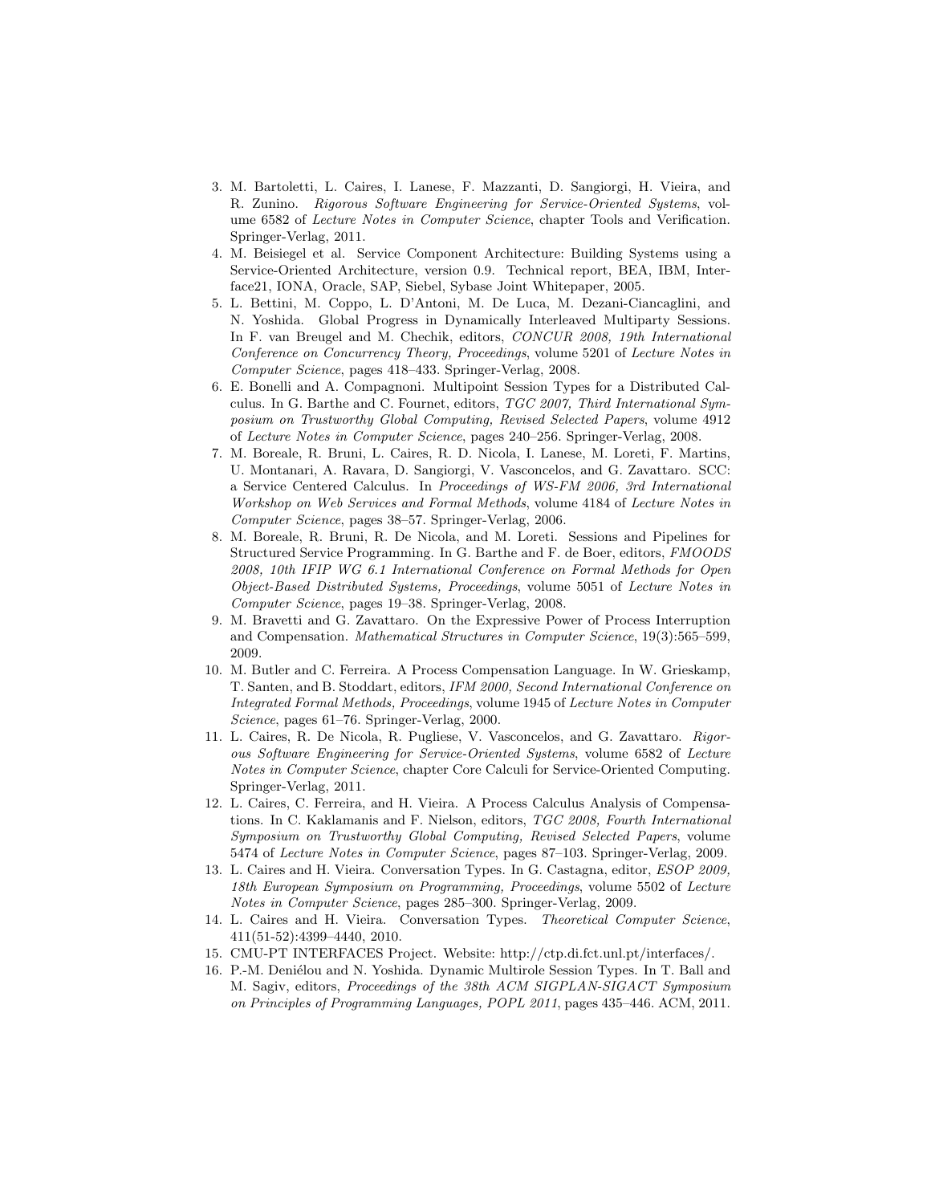3. M. Bartoletti, L. Caires, I. Lanese, F. Mazzanti, D. Sangiorgi, H. Vieira, and R. Zunino. *Rigorous Software Engineering for Service-Oriented Systems*, volume 6582 of *Lecture Notes in Computer Science*, chapter Tools and Verification. Springer-Verlag, 2011.
4. M. Beisiegel et al. Service Component Architecture: Building Systems using a Service-Oriented Architecture, version 0.9. Technical report, BEA, IBM, Interface21, IONA, Oracle, SAP, Siebel, Sybase Joint Whitepaper, 2005.
5. L. Bettini, M. Coppo, L. D'Antoni, M. De Luca, M. Dezani-Ciancaglini, and N. Yoshida. Global Progress in Dynamically Interleaved Multiparty Sessions. In F. van Breugel and M. Chechik, editors, *CONCUR 2008, 19th International Conference on Concurrency Theory, Proceedings*, volume 5201 of *Lecture Notes in Computer Science*, pages 418–433. Springer-Verlag, 2008.
6. E. Bonelli and A. Compagnoni. Multipoint Session Types for a Distributed Calculus. In G. Barthe and C. Fournet, editors, *TGC 2007, Third International Symposium on Trustworthy Global Computing, Revised Selected Papers*, volume 4912 of *Lecture Notes in Computer Science*, pages 240–256. Springer-Verlag, 2008.
7. M. Boreale, R. Bruni, L. Caires, R. D. Nicola, I. Lanese, M. Loreti, F. Martins, U. Montanari, A. Ravara, D. Sangiorgi, V. Vasconcelos, and G. Zavattaro. SCC: a Service Centered Calculus. In *Proceedings of WS-FM 2006, 3rd International Workshop on Web Services and Formal Methods*, volume 4184 of *Lecture Notes in Computer Science*, pages 38–57. Springer-Verlag, 2006.
8. M. Boreale, R. Bruni, R. De Nicola, and M. Loreti. Sessions and Pipelines for Structured Service Programming. In G. Barthe and F. de Boer, editors, *FMOODS 2008, 10th IFIP WG 6.1 International Conference on Formal Methods for Open Object-Based Distributed Systems, Proceedings*, volume 5051 of *Lecture Notes in Computer Science*, pages 19–38. Springer-Verlag, 2008.
9. M. Bravetti and G. Zavattaro. On the Expressive Power of Process Interruption and Compensation. *Mathematical Structures in Computer Science*, 19(3):565–599, 2009.
10. M. Butler and C. Ferreira. A Process Compensation Language. In W. Grieskamp, T. Santen, and B. Stoddart, editors, *IFM 2000, Second International Conference on Integrated Formal Methods, Proceedings*, volume 1945 of *Lecture Notes in Computer Science*, pages 61–76. Springer-Verlag, 2000.
11. L. Caires, R. De Nicola, R. Pugliese, V. Vasconcelos, and G. Zavattaro. *Rigorous Software Engineering for Service-Oriented Systems*, volume 6582 of *Lecture Notes in Computer Science*, chapter Core Calculi for Service-Oriented Computing. Springer-Verlag, 2011.
12. L. Caires, C. Ferreira, and H. Vieira. A Process Calculus Analysis of Compensations. In C. Kaklamanis and F. Nielson, editors, *TGC 2008, Fourth International Symposium on Trustworthy Global Computing, Revised Selected Papers*, volume 5474 of *Lecture Notes in Computer Science*, pages 87–103. Springer-Verlag, 2009.
13. L. Caires and H. Vieira. Conversation Types. In G. Castagna, editor, *ESOP 2009, 18th European Symposium on Programming, Proceedings*, volume 5502 of *Lecture Notes in Computer Science*, pages 285–300. Springer-Verlag, 2009.
14. L. Caires and H. Vieira. Conversation Types. *Theoretical Computer Science*, 411(51-52):4399–4440, 2010.
15. CMU-PT INTERFACES Project. Website: http://ctp.di.fct.unl.pt/interfaces/.
16. P.-M. Deniélou and N. Yoshida. Dynamic Multirole Session Types. In T. Ball and M. Sagiv, editors, *Proceedings of the 38th ACM SIGPLAN-SIGACT Symposium on Principles of Programming Languages, POPL 2011*, pages 435–446. ACM, 2011.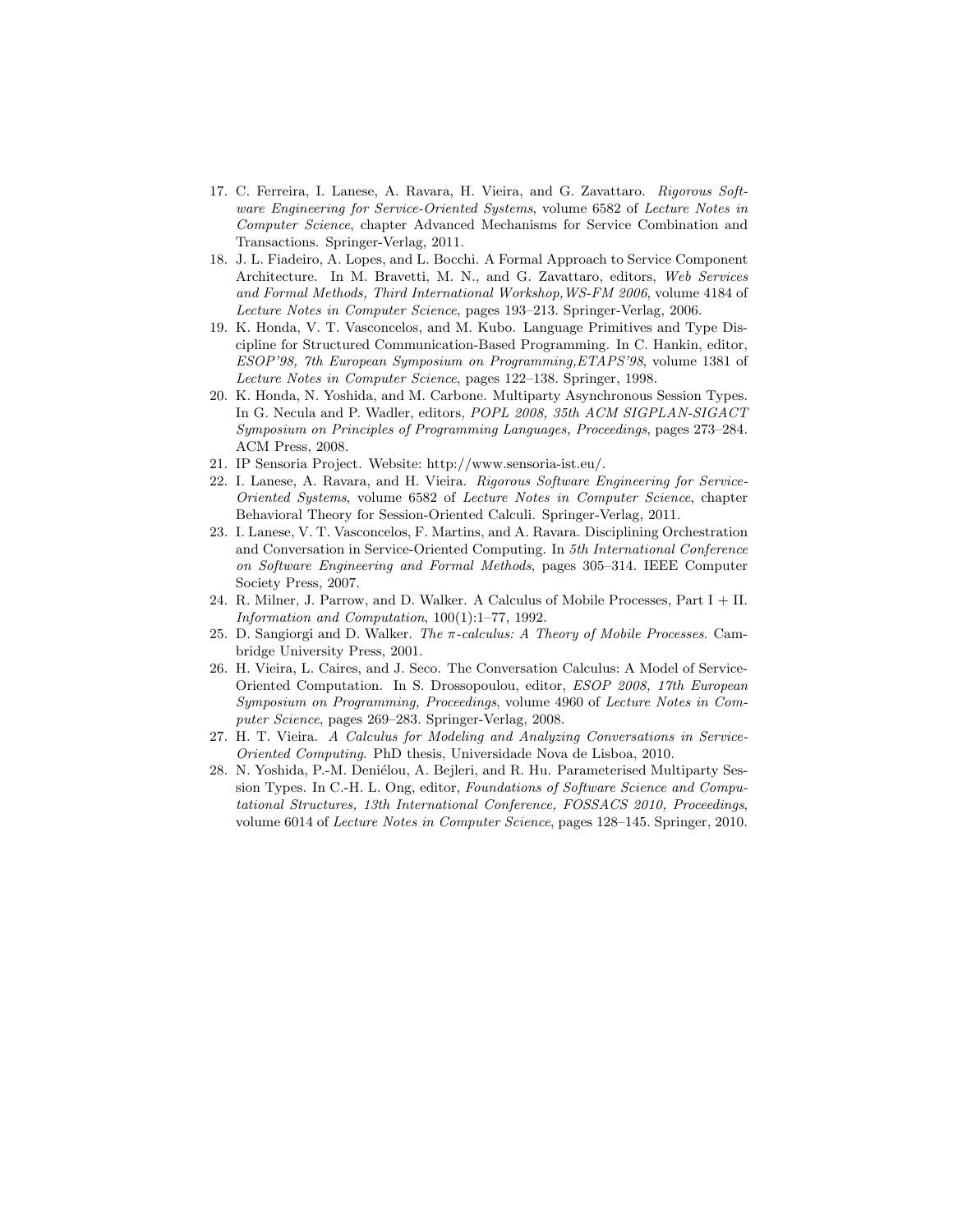17. C. Ferreira, I. Lanese, A. Ravara, H. Vieira, and G. Zavattaro. *Rigorous Software Engineering for Service-Oriented Systems*, volume 6582 of *Lecture Notes in Computer Science*, chapter Advanced Mechanisms for Service Combination and Transactions. Springer-Verlag, 2011.
18. J. L. Fiadeiro, A. Lopes, and L. Bocchi. A Formal Approach to Service Component Architecture. In M. Bravetti, M. N., and G. Zavattaro, editors, *Web Services and Formal Methods, Third International Workshop, WS-FM 2006*, volume 4184 of *Lecture Notes in Computer Science*, pages 193–213. Springer-Verlag, 2006.
19. K. Honda, V. T. Vasconcelos, and M. Kubo. Language Primitives and Type Discipline for Structured Communication-Based Programming. In C. Hankin, editor, *ESOP'98, 7th European Symposium on Programming, ETAPS'98*, volume 1381 of *Lecture Notes in Computer Science*, pages 122–138. Springer, 1998.
20. K. Honda, N. Yoshida, and M. Carbone. Multiparty Asynchronous Session Types. In G. Necula and P. Wadler, editors, *POPL 2008, 35th ACM SIGPLAN-SIGACT Symposium on Principles of Programming Languages, Proceedings*, pages 273–284. ACM Press, 2008.
21. IP Sensoria Project. Website: http://www.sensoria-ist.eu/.
22. I. Lanese, A. Ravara, and H. Vieira. *Rigorous Software Engineering for Service-Oriented Systems*, volume 6582 of *Lecture Notes in Computer Science*, chapter Behavioral Theory for Session-Oriented Calculi. Springer-Verlag, 2011.
23. I. Lanese, V. T. Vasconcelos, F. Martins, and A. Ravara. Disciplining Orchestration and Conversation in Service-Oriented Computing. In *5th International Conference on Software Engineering and Formal Methods*, pages 305–314. IEEE Computer Society Press, 2007.
24. R. Milner, J. Parrow, and D. Walker. A Calculus of Mobile Processes, Part I + II. *Information and Computation*, 100(1):1–77, 1992.
25. D. Sangiorgi and D. Walker. *The π-calculus: A Theory of Mobile Processes*. Cambridge University Press, 2001.
26. H. Vieira, L. Caires, and J. Seco. The Conversation Calculus: A Model of Service-Oriented Computation. In S. Drossopoulou, editor, *ESOP 2008, 17th European Symposium on Programming, Proceedings*, volume 4960 of *Lecture Notes in Computer Science*, pages 269–283. Springer-Verlag, 2008.
27. H. T. Vieira. *A Calculus for Modeling and Analyzing Conversations in Service-Oriented Computing*. PhD thesis, Universidade Nova de Lisboa, 2010.
28. N. Yoshida, P.-M. Deniélou, A. Bejleri, and R. Hu. Parameterised Multiparty Session Types. In C.-H. L. Ong, editor, *Foundations of Software Science and Computational Structures, 13th International Conference, FOSSACS 2010, Proceedings*, volume 6014 of *Lecture Notes in Computer Science*, pages 128–145. Springer, 2010.